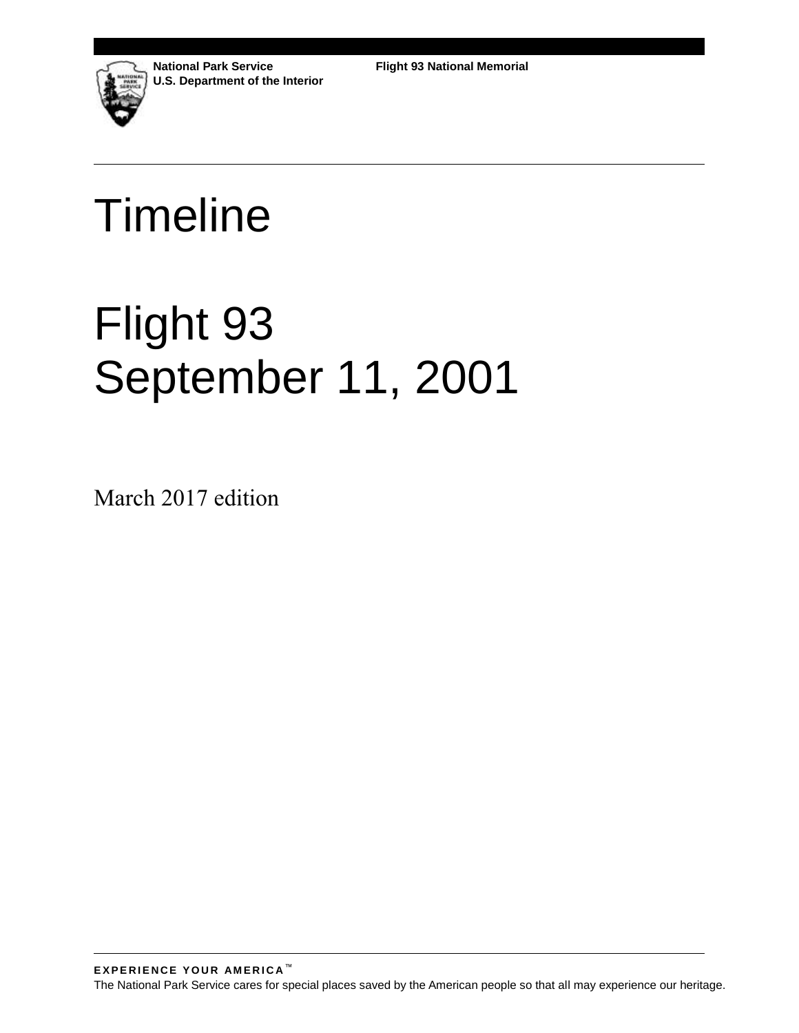National Park Service
U.S. Department of the Interior

Flight 93 National Memorial

# Timeline

# Flight 93
# September 11, 2001

March 2017 edition

**EXPERIENCE YOUR AMERICA™**
The National Park Service cares for special places saved by the American people so that all may experience our heritage.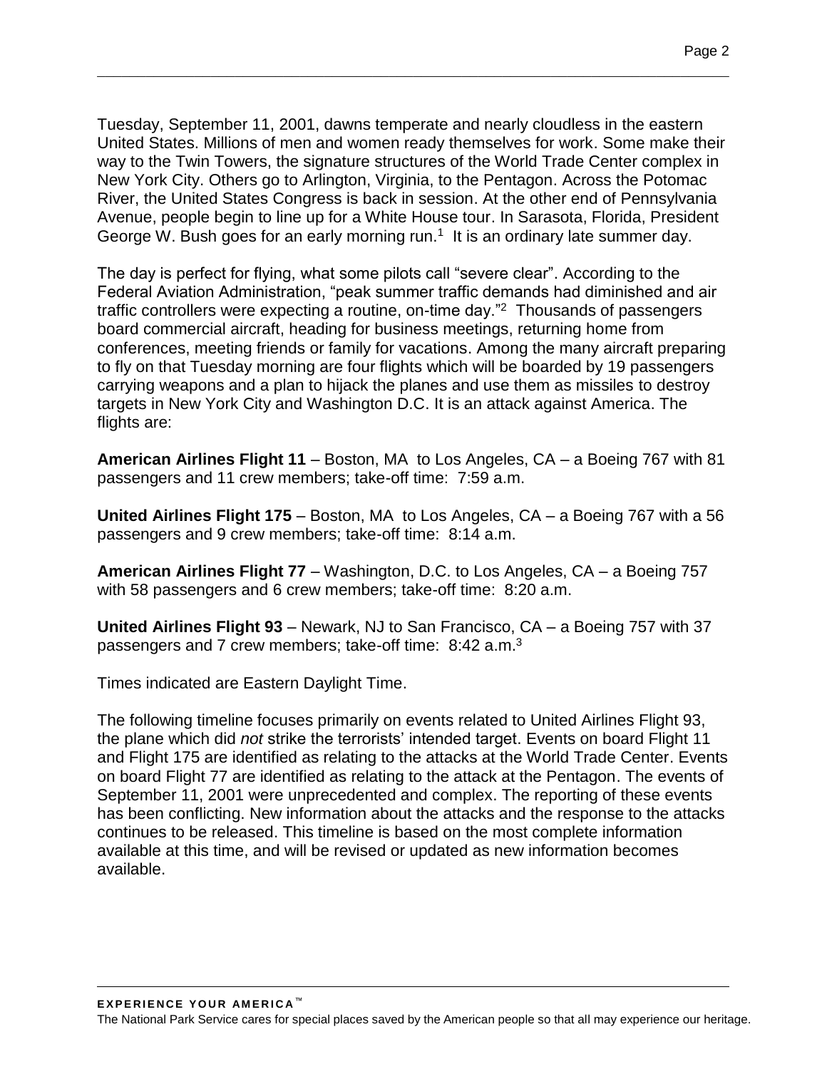Tuesday, September 11, 2001, dawns temperate and nearly cloudless in the eastern United States. Millions of men and women ready themselves for work. Some make their way to the Twin Towers, the signature structures of the World Trade Center complex in New York City. Others go to Arlington, Virginia, to the Pentagon. Across the Potomac River, the United States Congress is back in session. At the other end of Pennsylvania Avenue, people begin to line up for a White House tour. In Sarasota, Florida, President George W. Bush goes for an early morning run.[1] It is an ordinary late summer day.

The day is perfect for flying, what some pilots call "severe clear". According to the Federal Aviation Administration, "peak summer traffic demands had diminished and air traffic controllers were expecting a routine, on-time day."[2] Thousands of passengers board commercial aircraft, heading for business meetings, returning home from conferences, meeting friends or family for vacations. Among the many aircraft preparing to fly on that Tuesday morning are four flights which will be boarded by 19 passengers carrying weapons and a plan to hijack the planes and use them as missiles to destroy targets in New York City and Washington D.C. It is an attack against America. The flights are:

**American Airlines Flight 11** – Boston, MA to Los Angeles, CA – a Boeing 767 with 81 passengers and 11 crew members; take-off time: 7:59 a.m.

**United Airlines Flight 175** – Boston, MA to Los Angeles, CA – a Boeing 767 with a 56 passengers and 9 crew members; take-off time: 8:14 a.m.

**American Airlines Flight 77** – Washington, D.C. to Los Angeles, CA – a Boeing 757 with 58 passengers and 6 crew members; take-off time: 8:20 a.m.

**United Airlines Flight 93** – Newark, NJ to San Francisco, CA – a Boeing 757 with 37 passengers and 7 crew members; take-off time: 8:42 a.m.[3]

Times indicated are Eastern Daylight Time.

The following timeline focuses primarily on events related to United Airlines Flight 93, the plane which did *not* strike the terrorists' intended target. Events on board Flight 11 and Flight 175 are identified as relating to the attacks at the World Trade Center. Events on board Flight 77 are identified as relating to the attack at the Pentagon. The events of September 11, 2001 were unprecedented and complex. The reporting of these events has been conflicting. New information about the attacks and the response to the attacks continues to be released. This timeline is based on the most complete information available at this time, and will be revised or updated as new information becomes available.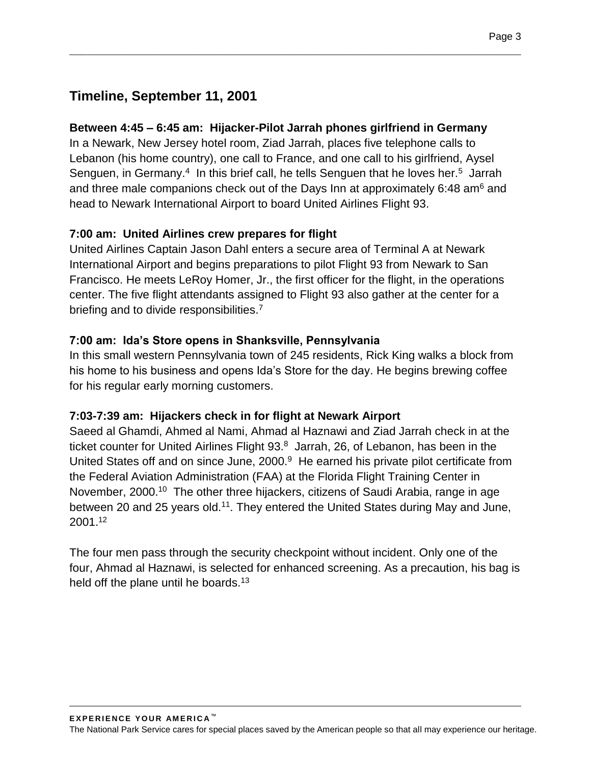## Timeline, September 11, 2001

### Between 4:45 – 6:45 am: Hijacker-Pilot Jarrah phones girlfriend in Germany

In a Newark, New Jersey hotel room, Ziad Jarrah, places five telephone calls to Lebanon (his home country), one call to France, and one call to his girlfriend, Aysel Senguen, in Germany.[4] In this brief call, he tells Senguen that he loves her.[5] Jarrah and three male companions check out of the Days Inn at approximately 6:48 am[6] and head to Newark International Airport to board United Airlines Flight 93.

### 7:00 am: United Airlines crew prepares for flight

United Airlines Captain Jason Dahl enters a secure area of Terminal A at Newark International Airport and begins preparations to pilot Flight 93 from Newark to San Francisco. He meets LeRoy Homer, Jr., the first officer for the flight, in the operations center. The five flight attendants assigned to Flight 93 also gather at the center for a briefing and to divide responsibilities.[7]

### 7:00 am: Ida's Store opens in Shanksville, Pennsylvania

In this small western Pennsylvania town of 245 residents, Rick King walks a block from his home to his business and opens Ida's Store for the day. He begins brewing coffee for his regular early morning customers.

### 7:03-7:39 am: Hijackers check in for flight at Newark Airport

Saeed al Ghamdi, Ahmed al Nami, Ahmad al Haznawi and Ziad Jarrah check in at the ticket counter for United Airlines Flight 93.[8] Jarrah, 26, of Lebanon, has been in the United States off and on since June, 2000.[9] He earned his private pilot certificate from the Federal Aviation Administration (FAA) at the Florida Flight Training Center in November, 2000.[10] The other three hijackers, citizens of Saudi Arabia, range in age between 20 and 25 years old.[11]. They entered the United States during May and June, 2001.[12]

The four men pass through the security checkpoint without incident. Only one of the four, Ahmad al Haznawi, is selected for enhanced screening. As a precaution, his bag is held off the plane until he boards.[13]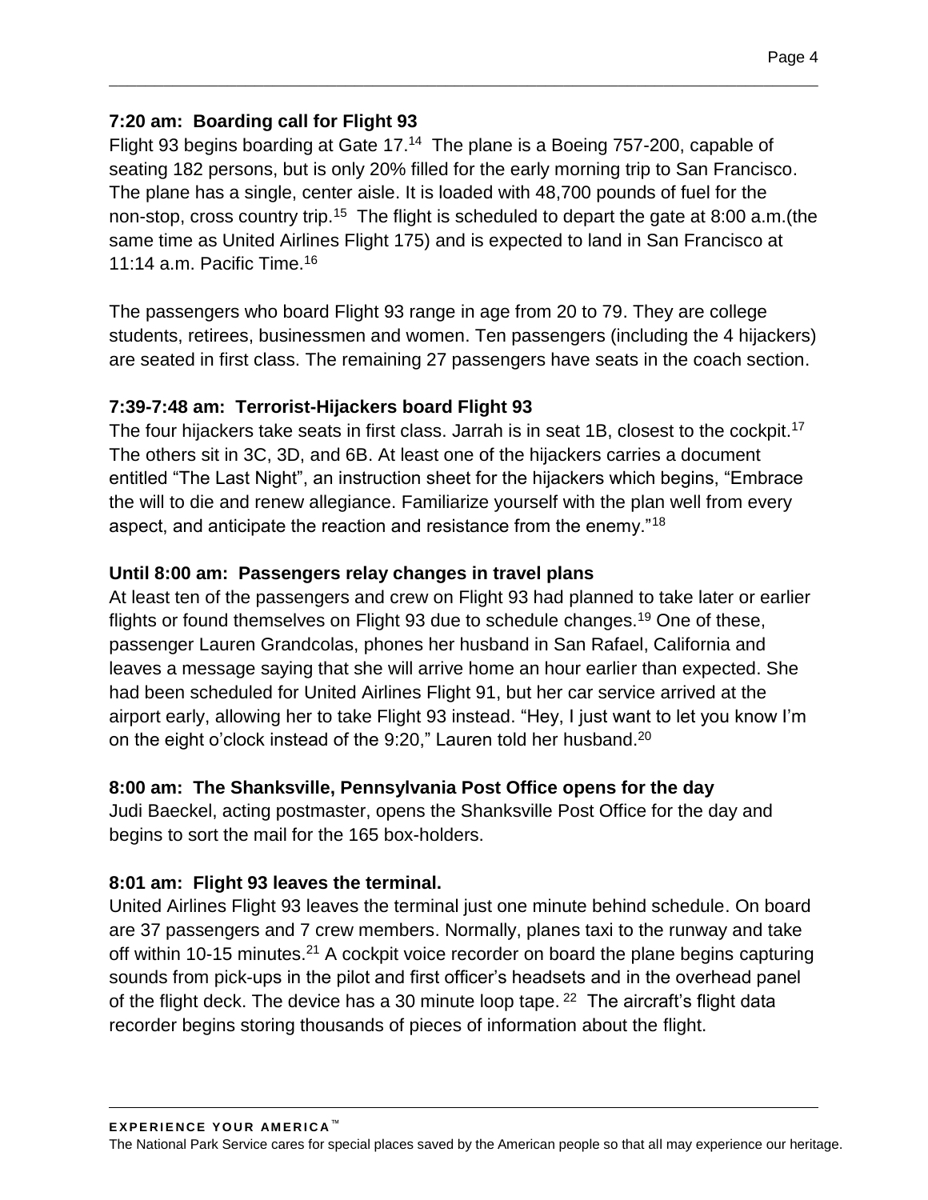**7:20 am: Boarding call for Flight 93**

Flight 93 begins boarding at Gate 17.[14] The plane is a Boeing 757-200, capable of seating 182 persons, but is only 20% filled for the early morning trip to San Francisco. The plane has a single, center aisle. It is loaded with 48,700 pounds of fuel for the non-stop, cross country trip.[15] The flight is scheduled to depart the gate at 8:00 a.m.(the same time as United Airlines Flight 175) and is expected to land in San Francisco at 11:14 a.m. Pacific Time.[16]

The passengers who board Flight 93 range in age from 20 to 79. They are college students, retirees, businessmen and women. Ten passengers (including the 4 hijackers) are seated in first class. The remaining 27 passengers have seats in the coach section.

**7:39-7:48 am: Terrorist-Hijackers board Flight 93**

The four hijackers take seats in first class. Jarrah is in seat 1B, closest to the cockpit.[17] The others sit in 3C, 3D, and 6B. At least one of the hijackers carries a document entitled "The Last Night", an instruction sheet for the hijackers which begins, "Embrace the will to die and renew allegiance. Familiarize yourself with the plan well from every aspect, and anticipate the reaction and resistance from the enemy."[18]

**Until 8:00 am: Passengers relay changes in travel plans**

At least ten of the passengers and crew on Flight 93 had planned to take later or earlier flights or found themselves on Flight 93 due to schedule changes.[19] One of these, passenger Lauren Grandcolas, phones her husband in San Rafael, California and leaves a message saying that she will arrive home an hour earlier than expected. She had been scheduled for United Airlines Flight 91, but her car service arrived at the airport early, allowing her to take Flight 93 instead. "Hey, I just want to let you know I'm on the eight o'clock instead of the 9:20," Lauren told her husband.[20]

**8:00 am: The Shanksville, Pennsylvania Post Office opens for the day**

Judi Baeckel, acting postmaster, opens the Shanksville Post Office for the day and begins to sort the mail for the 165 box-holders.

**8:01 am: Flight 93 leaves the terminal.**

United Airlines Flight 93 leaves the terminal just one minute behind schedule. On board are 37 passengers and 7 crew members. Normally, planes taxi to the runway and take off within 10-15 minutes.[21] A cockpit voice recorder on board the plane begins capturing sounds from pick-ups in the pilot and first officer's headsets and in the overhead panel of the flight deck. The device has a 30 minute loop tape.[22] The aircraft's flight data recorder begins storing thousands of pieces of information about the flight.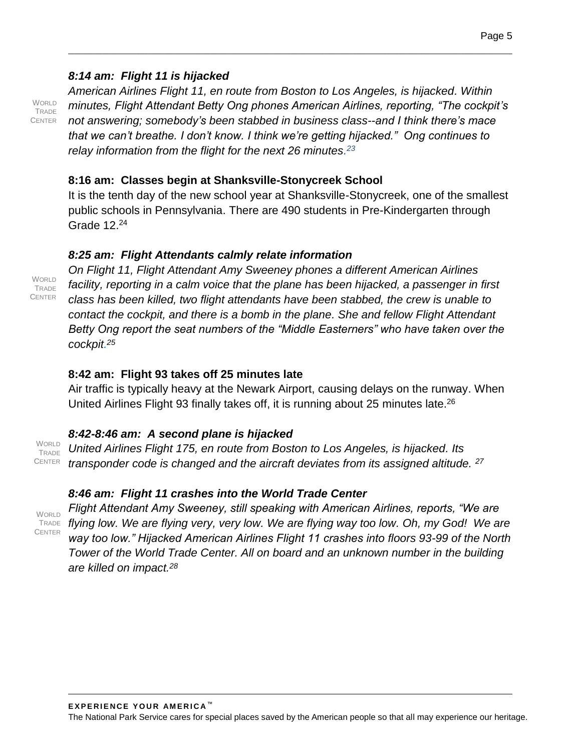### *8:14 am: Flight 11 is hijacked*

WORLD TRADE CENTER

*American Airlines Flight 11, en route from Boston to Los Angeles, is hijacked. Within minutes, Flight Attendant Betty Ong phones American Airlines, reporting, "The cockpit's not answering; somebody's been stabbed in business class--and I think there's mace that we can't breathe. I don't know. I think we're getting hijacked." Ong continues to relay information from the flight for the next 26 minutes.*[23]

### 8:16 am: Classes begin at Shanksville-Stonycreek School

It is the tenth day of the new school year at Shanksville-Stonycreek, one of the smallest public schools in Pennsylvania. There are 490 students in Pre-Kindergarten through Grade 12.[24]

### *8:25 am: Flight Attendants calmly relate information*

WORLD TRADE CENTER

*On Flight 11, Flight Attendant Amy Sweeney phones a different American Airlines facility, reporting in a calm voice that the plane has been hijacked, a passenger in first class has been killed, two flight attendants have been stabbed, the crew is unable to contact the cockpit, and there is a bomb in the plane. She and fellow Flight Attendant Betty Ong report the seat numbers of the "Middle Easterners" who have taken over the cockpit.*[25]

### 8:42 am: Flight 93 takes off 25 minutes late

Air traffic is typically heavy at the Newark Airport, causing delays on the runway. When United Airlines Flight 93 finally takes off, it is running about 25 minutes late.[26]

### *8:42-8:46 am: A second plane is hijacked*

WORLD TRADE CENTER

*United Airlines Flight 175, en route from Boston to Los Angeles, is hijacked. Its transponder code is changed and the aircraft deviates from its assigned altitude.* [27]

### *8:46 am: Flight 11 crashes into the World Trade Center*

WORLD TRADE CENTER

*Flight Attendant Amy Sweeney, still speaking with American Airlines, reports, "We are flying low. We are flying very, very low. We are flying way too low. Oh, my God! We are way too low." Hijacked American Airlines Flight 11 crashes into floors 93-99 of the North Tower of the World Trade Center. All on board and an unknown number in the building are killed on impact.*[28]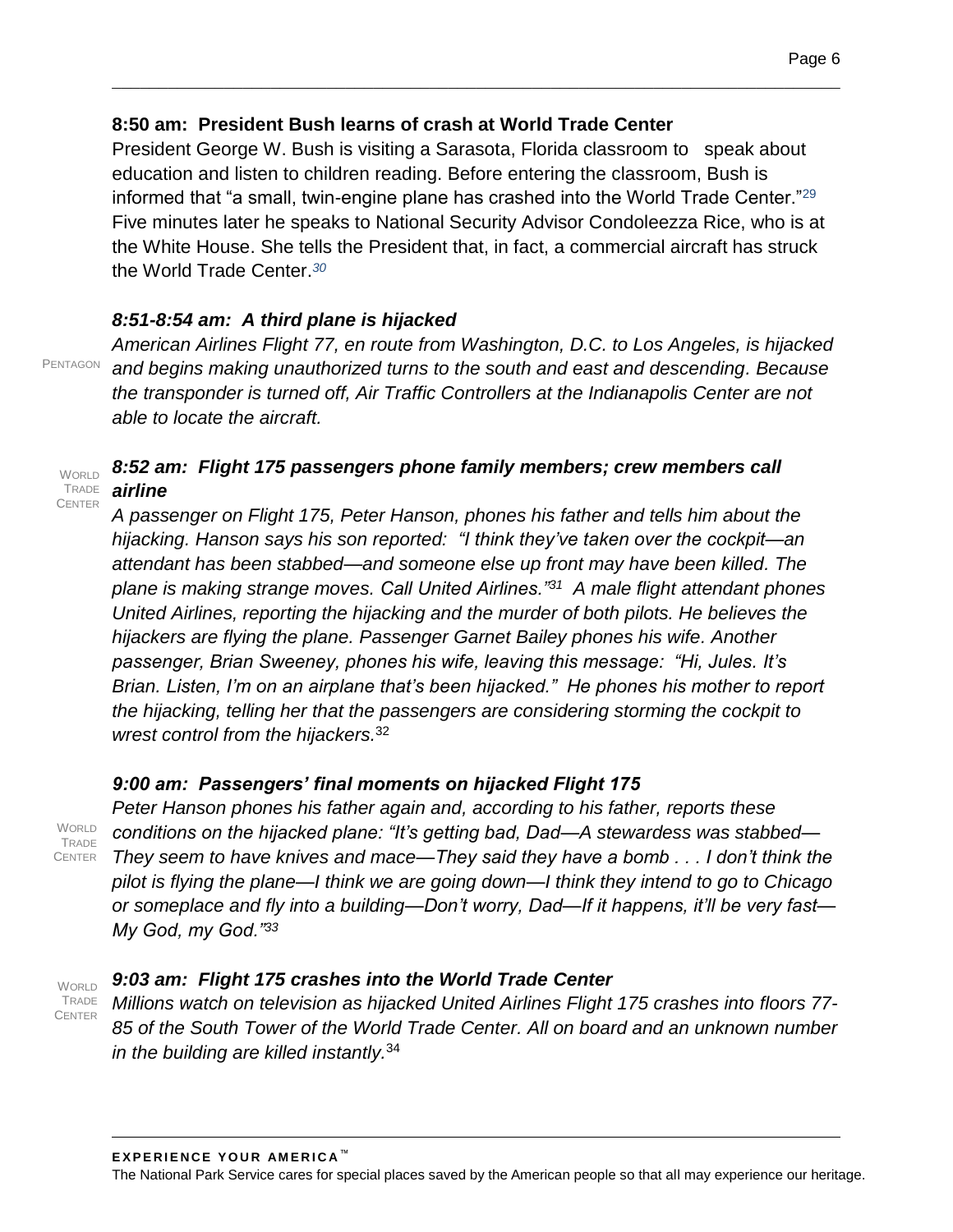### 8:50 am: President Bush learns of crash at World Trade Center

President George W. Bush is visiting a Sarasota, Florida classroom to speak about education and listen to children reading. Before entering the classroom, Bush is informed that "a small, twin-engine plane has crashed into the World Trade Center."[29] Five minutes later he speaks to National Security Advisor Condoleezza Rice, who is at the White House. She tells the President that, in fact, a commercial aircraft has struck the World Trade Center.[30]

### *8:51-8:54 am: A third plane is hijacked*

PENTAGON

*American Airlines Flight 77, en route from Washington, D.C. to Los Angeles, is hijacked and begins making unauthorized turns to the south and east and descending. Because the transponder is turned off, Air Traffic Controllers at the Indianapolis Center are not able to locate the aircraft.*

WORLD TRADE CENTER

### *8:52 am: Flight 175 passengers phone family members; crew members call airline*

*A passenger on Flight 175, Peter Hanson, phones his father and tells him about the hijacking. Hanson says his son reported: "I think they've taken over the cockpit—an attendant has been stabbed—and someone else up front may have been killed. The plane is making strange moves. Call United Airlines."[31] A male flight attendant phones United Airlines, reporting the hijacking and the murder of both pilots. He believes the hijackers are flying the plane. Passenger Garnet Bailey phones his wife. Another passenger, Brian Sweeney, phones his wife, leaving this message: "Hi, Jules. It's Brian. Listen, I'm on an airplane that's been hijacked." He phones his mother to report the hijacking, telling her that the passengers are considering storming the cockpit to wrest control from the hijackers.*[32]

### *9:00 am: Passengers' final moments on hijacked Flight 175*

WORLD TRADE CENTER

*Peter Hanson phones his father again and, according to his father, reports these conditions on the hijacked plane: "It's getting bad, Dad—A stewardess was stabbed—They seem to have knives and mace—They said they have a bomb . . . I don't think the pilot is flying the plane—I think we are going down—I think they intend to go to Chicago or someplace and fly into a building—Don't worry, Dad—If it happens, it'll be very fast—My God, my God."[33]*

WORLD TRADE CENTER

### *9:03 am: Flight 175 crashes into the World Trade Center*

*Millions watch on television as hijacked United Airlines Flight 175 crashes into floors 77-85 of the South Tower of the World Trade Center. All on board and an unknown number in the building are killed instantly.*[34]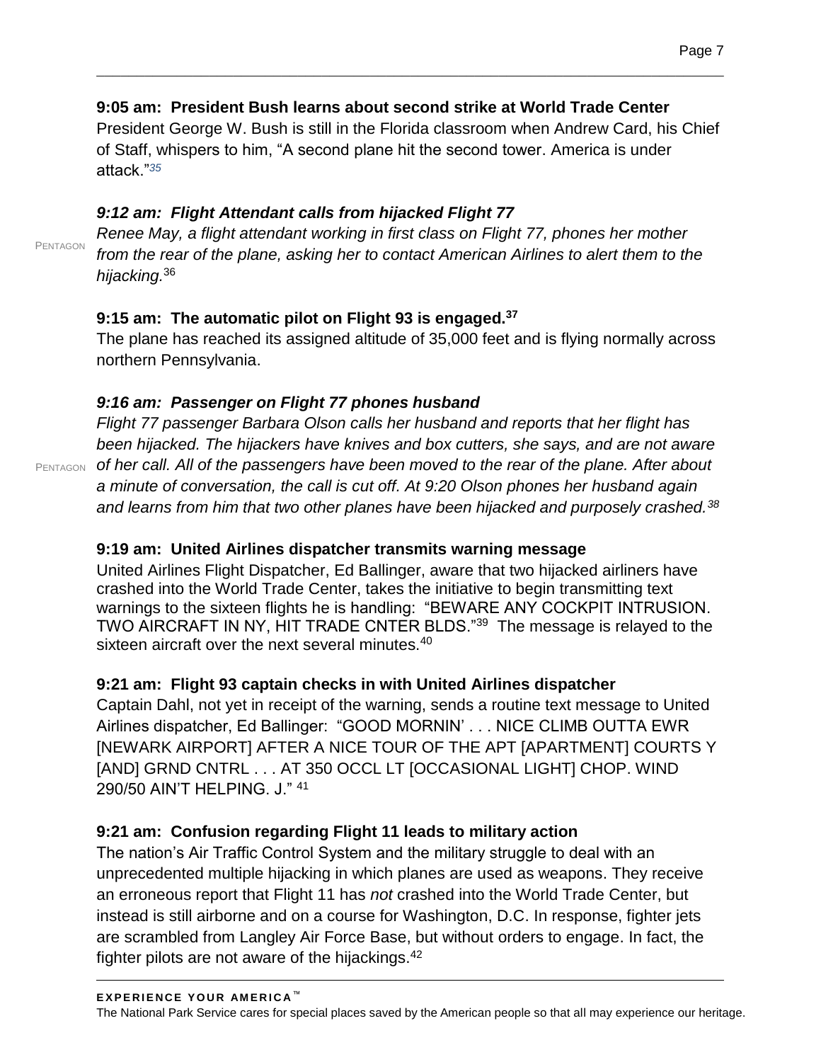**9:05 am: President Bush learns about second strike at World Trade Center**
President George W. Bush is still in the Florida classroom when Andrew Card, his Chief of Staff, whispers to him, "A second plane hit the second tower. America is under attack."[35]

***9:12 am: Flight Attendant calls from hijacked Flight 77***

PENTAGON

*Renee May, a flight attendant working in first class on Flight 77, phones her mother from the rear of the plane, asking her to contact American Airlines to alert them to the hijacking.*[36]

**9:15 am: The automatic pilot on Flight 93 is engaged.**[37]
The plane has reached its assigned altitude of 35,000 feet and is flying normally across northern Pennsylvania.

***9:16 am: Passenger on Flight 77 phones husband***

PENTAGON

*Flight 77 passenger Barbara Olson calls her husband and reports that her flight has been hijacked. The hijackers have knives and box cutters, she says, and are not aware of her call. All of the passengers have been moved to the rear of the plane. After about a minute of conversation, the call is cut off. At 9:20 Olson phones her husband again and learns from him that two other planes have been hijacked and purposely crashed.*[38]

**9:19 am: United Airlines dispatcher transmits warning message**
United Airlines Flight Dispatcher, Ed Ballinger, aware that two hijacked airliners have crashed into the World Trade Center, takes the initiative to begin transmitting text warnings to the sixteen flights he is handling: "BEWARE ANY COCKPIT INTRUSION. TWO AIRCRAFT IN NY, HIT TRADE CNTER BLDS."[39] The message is relayed to the sixteen aircraft over the next several minutes.[40]

**9:21 am: Flight 93 captain checks in with United Airlines dispatcher**
Captain Dahl, not yet in receipt of the warning, sends a routine text message to United Airlines dispatcher, Ed Ballinger: "GOOD MORNIN' . . . NICE CLIMB OUTTA EWR [NEWARK AIRPORT] AFTER A NICE TOUR OF THE APT [APARTMENT] COURTS Y [AND] GRND CNTRL . . . AT 350 OCCL LT [OCCASIONAL LIGHT] CHOP. WIND 290/50 AIN'T HELPING. J."[41]

**9:21 am: Confusion regarding Flight 11 leads to military action**
The nation's Air Traffic Control System and the military struggle to deal with an unprecedented multiple hijacking in which planes are used as weapons. They receive an erroneous report that Flight 11 has *not* crashed into the World Trade Center, but instead is still airborne and on a course for Washington, D.C. In response, fighter jets are scrambled from Langley Air Force Base, but without orders to engage. In fact, the fighter pilots are not aware of the hijackings.[42]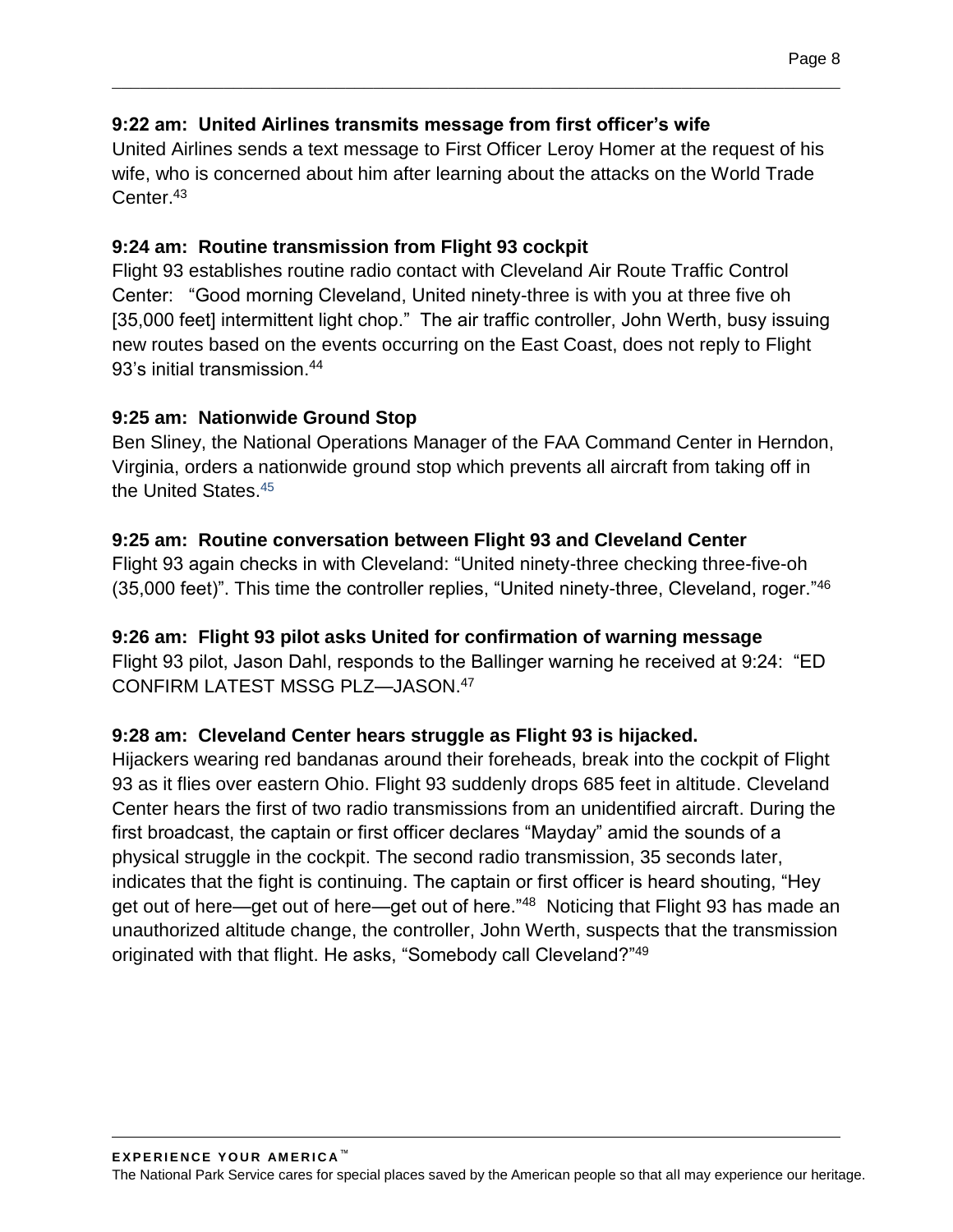**9:22 am: United Airlines transmits message from first officer's wife**

United Airlines sends a text message to First Officer Leroy Homer at the request of his wife, who is concerned about him after learning about the attacks on the World Trade Center.[43]

**9:24 am: Routine transmission from Flight 93 cockpit**

Flight 93 establishes routine radio contact with Cleveland Air Route Traffic Control Center: "Good morning Cleveland, United ninety-three is with you at three five oh [35,000 feet] intermittent light chop." The air traffic controller, John Werth, busy issuing new routes based on the events occurring on the East Coast, does not reply to Flight 93's initial transmission.[44]

**9:25 am: Nationwide Ground Stop**

Ben Sliney, the National Operations Manager of the FAA Command Center in Herndon, Virginia, orders a nationwide ground stop which prevents all aircraft from taking off in the United States.[45]

**9:25 am: Routine conversation between Flight 93 and Cleveland Center**

Flight 93 again checks in with Cleveland: "United ninety-three checking three-five-oh (35,000 feet)". This time the controller replies, "United ninety-three, Cleveland, roger."[46]

**9:26 am: Flight 93 pilot asks United for confirmation of warning message**

Flight 93 pilot, Jason Dahl, responds to the Ballinger warning he received at 9:24: "ED CONFIRM LATEST MSSG PLZ—JASON.[47]

**9:28 am: Cleveland Center hears struggle as Flight 93 is hijacked.**

Hijackers wearing red bandanas around their foreheads, break into the cockpit of Flight 93 as it flies over eastern Ohio. Flight 93 suddenly drops 685 feet in altitude. Cleveland Center hears the first of two radio transmissions from an unidentified aircraft. During the first broadcast, the captain or first officer declares "Mayday" amid the sounds of a physical struggle in the cockpit. The second radio transmission, 35 seconds later, indicates that the fight is continuing. The captain or first officer is heard shouting, "Hey get out of here—get out of here—get out of here."[48] Noticing that Flight 93 has made an unauthorized altitude change, the controller, John Werth, suspects that the transmission originated with that flight. He asks, "Somebody call Cleveland?"[49]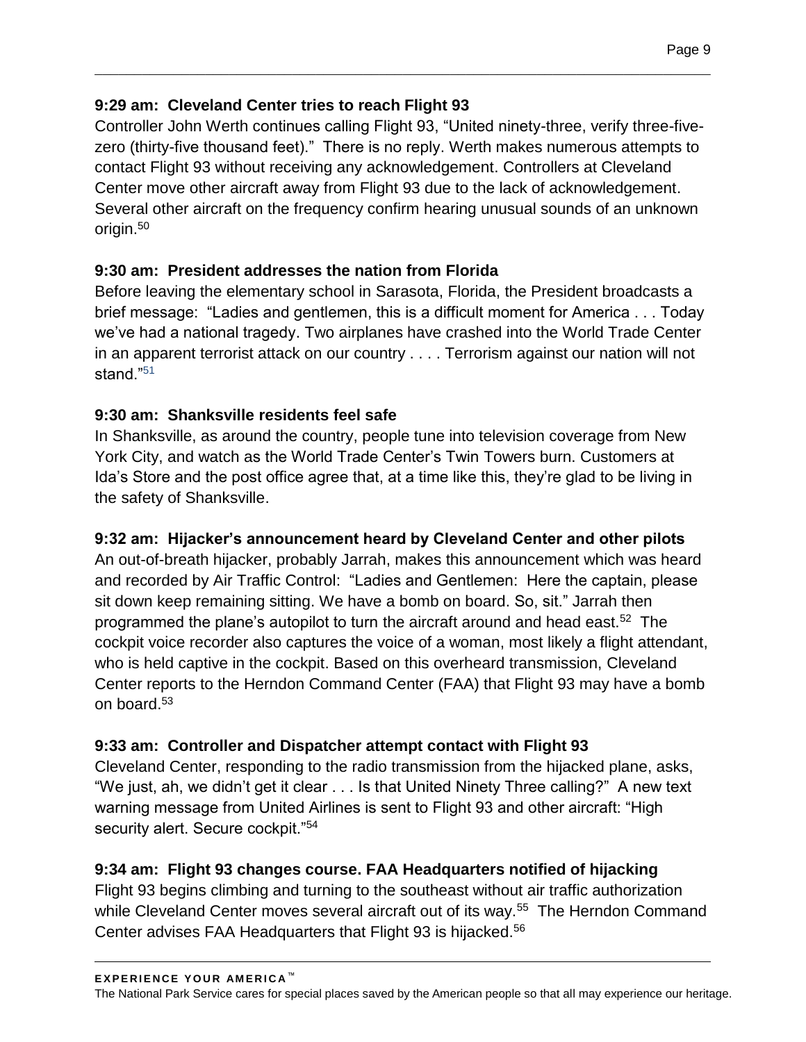**9:29 am: Cleveland Center tries to reach Flight 93**

Controller John Werth continues calling Flight 93, "United ninety-three, verify three-five-zero (thirty-five thousand feet)." There is no reply. Werth makes numerous attempts to contact Flight 93 without receiving any acknowledgement. Controllers at Cleveland Center move other aircraft away from Flight 93 due to the lack of acknowledgement. Several other aircraft on the frequency confirm hearing unusual sounds of an unknown origin.[50]

**9:30 am: President addresses the nation from Florida**

Before leaving the elementary school in Sarasota, Florida, the President broadcasts a brief message: "Ladies and gentlemen, this is a difficult moment for America . . . Today we've had a national tragedy. Two airplanes have crashed into the World Trade Center in an apparent terrorist attack on our country . . . . Terrorism against our nation will not stand."[51]

**9:30 am: Shanksville residents feel safe**

In Shanksville, as around the country, people tune into television coverage from New York City, and watch as the World Trade Center's Twin Towers burn. Customers at Ida's Store and the post office agree that, at a time like this, they're glad to be living in the safety of Shanksville.

**9:32 am: Hijacker's announcement heard by Cleveland Center and other pilots**

An out-of-breath hijacker, probably Jarrah, makes this announcement which was heard and recorded by Air Traffic Control: "Ladies and Gentlemen: Here the captain, please sit down keep remaining sitting. We have a bomb on board. So, sit." Jarrah then programmed the plane's autopilot to turn the aircraft around and head east.[52] The cockpit voice recorder also captures the voice of a woman, most likely a flight attendant, who is held captive in the cockpit. Based on this overheard transmission, Cleveland Center reports to the Herndon Command Center (FAA) that Flight 93 may have a bomb on board.[53]

**9:33 am: Controller and Dispatcher attempt contact with Flight 93**

Cleveland Center, responding to the radio transmission from the hijacked plane, asks, "We just, ah, we didn't get it clear . . . Is that United Ninety Three calling?" A new text warning message from United Airlines is sent to Flight 93 and other aircraft: "High security alert. Secure cockpit."[54]

**9:34 am: Flight 93 changes course. FAA Headquarters notified of hijacking**

Flight 93 begins climbing and turning to the southeast without air traffic authorization while Cleveland Center moves several aircraft out of its way.[55] The Herndon Command Center advises FAA Headquarters that Flight 93 is hijacked.[56]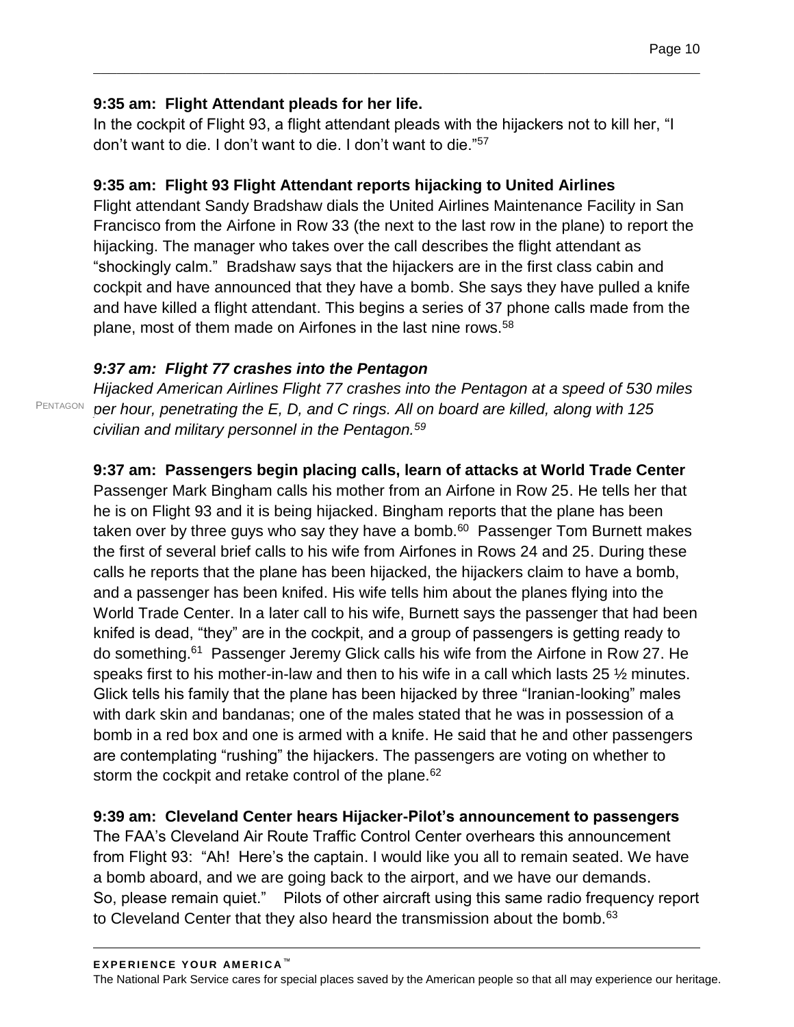**9:35 am: Flight Attendant pleads for her life.**

In the cockpit of Flight 93, a flight attendant pleads with the hijackers not to kill her, "I don't want to die. I don't want to die. I don't want to die."[57]

**9:35 am: Flight 93 Flight Attendant reports hijacking to United Airlines**

Flight attendant Sandy Bradshaw dials the United Airlines Maintenance Facility in San Francisco from the Airfone in Row 33 (the next to the last row in the plane) to report the hijacking. The manager who takes over the call describes the flight attendant as "shockingly calm." Bradshaw says that the hijackers are in the first class cabin and cockpit and have announced that they have a bomb. She says they have pulled a knife and have killed a flight attendant. This begins a series of 37 phone calls made from the plane, most of them made on Airfones in the last nine rows.[58]

***9:37 am: Flight 77 crashes into the Pentagon***

PENTAGON

*Hijacked American Airlines Flight 77 crashes into the Pentagon at a speed of 530 miles per hour, penetrating the E, D, and C rings. All on board are killed, along with 125 civilian and military personnel in the Pentagon.*[59]

**9:37 am: Passengers begin placing calls, learn of attacks at World Trade Center**

Passenger Mark Bingham calls his mother from an Airfone in Row 25. He tells her that he is on Flight 93 and it is being hijacked. Bingham reports that the plane has been taken over by three guys who say they have a bomb.[60] Passenger Tom Burnett makes the first of several brief calls to his wife from Airfones in Rows 24 and 25. During these calls he reports that the plane has been hijacked, the hijackers claim to have a bomb, and a passenger has been knifed. His wife tells him about the planes flying into the World Trade Center. In a later call to his wife, Burnett says the passenger that had been knifed is dead, "they" are in the cockpit, and a group of passengers is getting ready to do something.[61] Passenger Jeremy Glick calls his wife from the Airfone in Row 27. He speaks first to his mother-in-law and then to his wife in a call which lasts 25 ½ minutes. Glick tells his family that the plane has been hijacked by three "Iranian-looking" males with dark skin and bandanas; one of the males stated that he was in possession of a bomb in a red box and one is armed with a knife. He said that he and other passengers are contemplating "rushing" the hijackers. The passengers are voting on whether to storm the cockpit and retake control of the plane.[62]

**9:39 am: Cleveland Center hears Hijacker-Pilot's announcement to passengers**

The FAA's Cleveland Air Route Traffic Control Center overhears this announcement from Flight 93: "Ah! Here's the captain. I would like you all to remain seated. We have a bomb aboard, and we are going back to the airport, and we have our demands. So, please remain quiet." Pilots of other aircraft using this same radio frequency report to Cleveland Center that they also heard the transmission about the bomb.[63]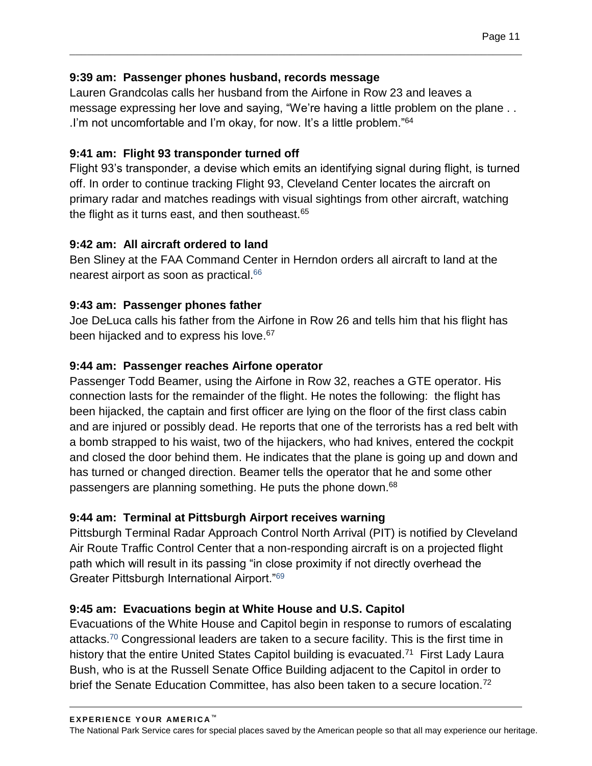**9:39 am: Passenger phones husband, records message**

Lauren Grandcolas calls her husband from the Airfone in Row 23 and leaves a message expressing her love and saying, "We're having a little problem on the plane . . .I'm not uncomfortable and I'm okay, for now. It's a little problem."[64]

**9:41 am: Flight 93 transponder turned off**

Flight 93's transponder, a devise which emits an identifying signal during flight, is turned off. In order to continue tracking Flight 93, Cleveland Center locates the aircraft on primary radar and matches readings with visual sightings from other aircraft, watching the flight as it turns east, and then southeast.[65]

**9:42 am: All aircraft ordered to land**

Ben Sliney at the FAA Command Center in Herndon orders all aircraft to land at the nearest airport as soon as practical.[66]

**9:43 am: Passenger phones father**

Joe DeLuca calls his father from the Airfone in Row 26 and tells him that his flight has been hijacked and to express his love.[67]

**9:44 am: Passenger reaches Airfone operator**

Passenger Todd Beamer, using the Airfone in Row 32, reaches a GTE operator. His connection lasts for the remainder of the flight. He notes the following: the flight has been hijacked, the captain and first officer are lying on the floor of the first class cabin and are injured or possibly dead. He reports that one of the terrorists has a red belt with a bomb strapped to his waist, two of the hijackers, who had knives, entered the cockpit and closed the door behind them. He indicates that the plane is going up and down and has turned or changed direction. Beamer tells the operator that he and some other passengers are planning something. He puts the phone down.[68]

**9:44 am: Terminal at Pittsburgh Airport receives warning**

Pittsburgh Terminal Radar Approach Control North Arrival (PIT) is notified by Cleveland Air Route Traffic Control Center that a non-responding aircraft is on a projected flight path which will result in its passing "in close proximity if not directly overhead the Greater Pittsburgh International Airport."[69]

**9:45 am: Evacuations begin at White House and U.S. Capitol**

Evacuations of the White House and Capitol begin in response to rumors of escalating attacks.[70] Congressional leaders are taken to a secure facility. This is the first time in history that the entire United States Capitol building is evacuated.[71] First Lady Laura Bush, who is at the Russell Senate Office Building adjacent to the Capitol in order to brief the Senate Education Committee, has also been taken to a secure location.[72]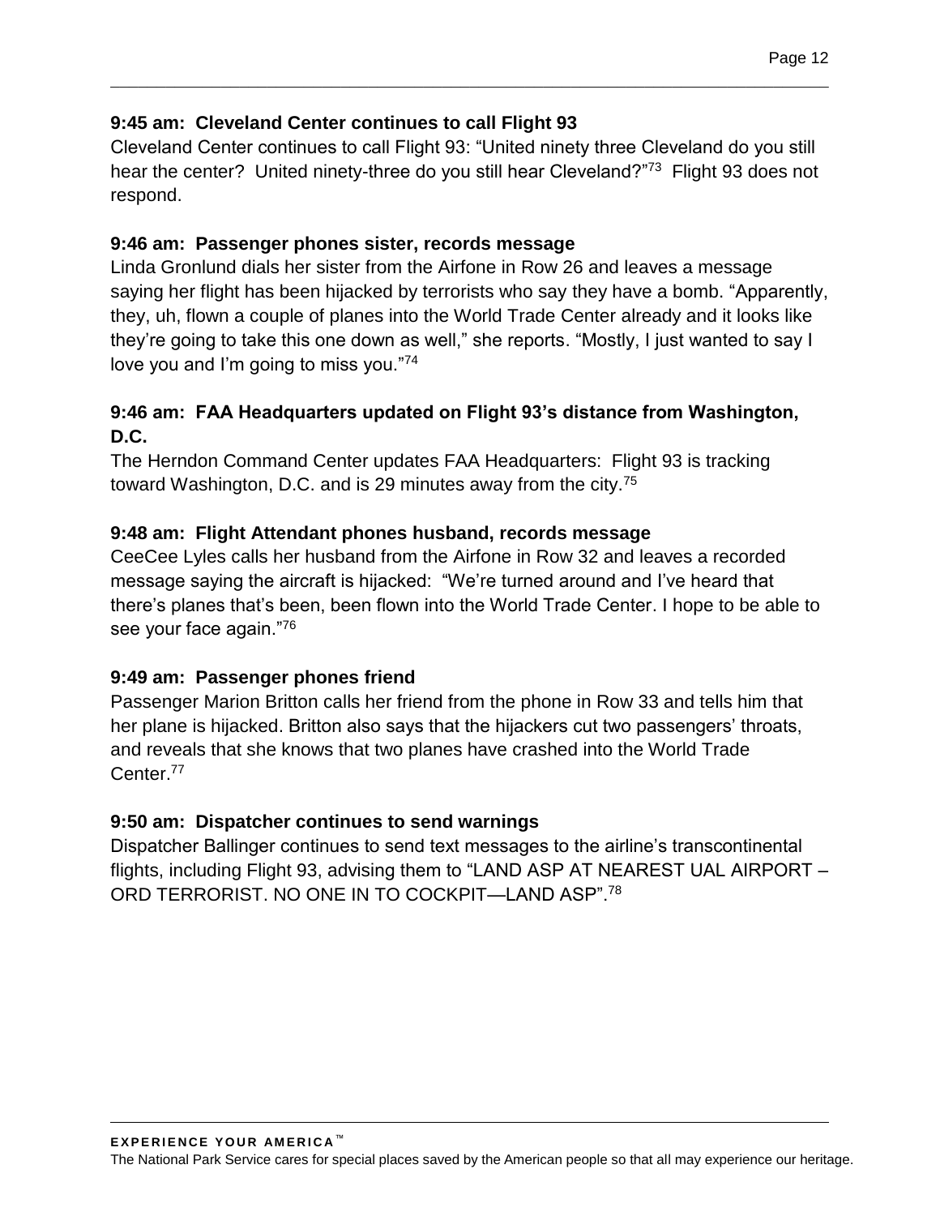### 9:45 am: Cleveland Center continues to call Flight 93

Cleveland Center continues to call Flight 93: "United ninety three Cleveland do you still hear the center? United ninety-three do you still hear Cleveland?"[73] Flight 93 does not respond.

### 9:46 am: Passenger phones sister, records message

Linda Gronlund dials her sister from the Airfone in Row 26 and leaves a message saying her flight has been hijacked by terrorists who say they have a bomb. "Apparently, they, uh, flown a couple of planes into the World Trade Center already and it looks like they're going to take this one down as well," she reports. "Mostly, I just wanted to say I love you and I'm going to miss you."[74]

### 9:46 am: FAA Headquarters updated on Flight 93's distance from Washington, D.C.

The Herndon Command Center updates FAA Headquarters: Flight 93 is tracking toward Washington, D.C. and is 29 minutes away from the city.[75]

### 9:48 am: Flight Attendant phones husband, records message

CeeCee Lyles calls her husband from the Airfone in Row 32 and leaves a recorded message saying the aircraft is hijacked: "We're turned around and I've heard that there's planes that's been, been flown into the World Trade Center. I hope to be able to see your face again."[76]

### 9:49 am: Passenger phones friend

Passenger Marion Britton calls her friend from the phone in Row 33 and tells him that her plane is hijacked. Britton also says that the hijackers cut two passengers' throats, and reveals that she knows that two planes have crashed into the World Trade Center.[77]

### 9:50 am: Dispatcher continues to send warnings

Dispatcher Ballinger continues to send text messages to the airline's transcontinental flights, including Flight 93, advising them to "LAND ASP AT NEAREST UAL AIRPORT – ORD TERRORIST. NO ONE IN TO COCKPIT—LAND ASP".[78]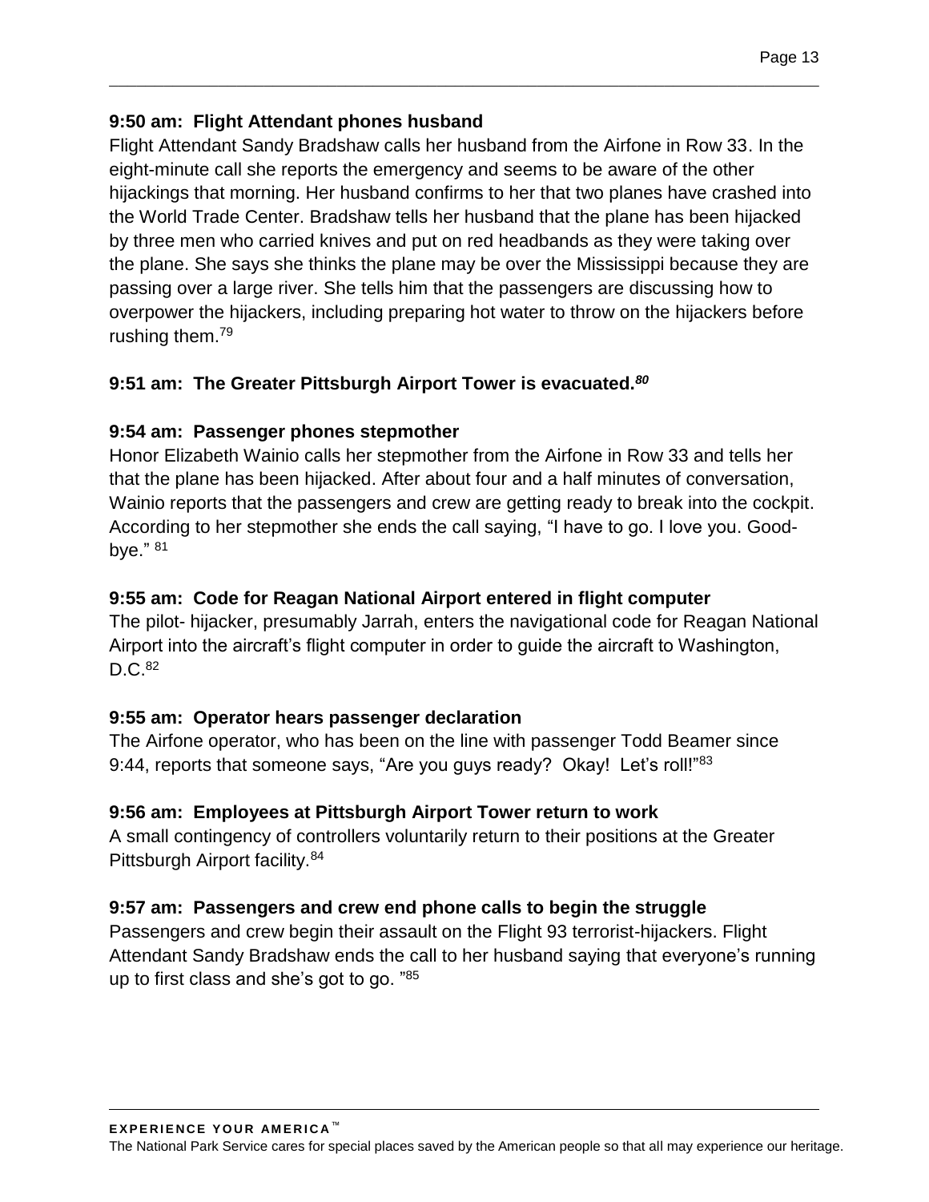**9:50 am: Flight Attendant phones husband**

Flight Attendant Sandy Bradshaw calls her husband from the Airfone in Row 33. In the eight-minute call she reports the emergency and seems to be aware of the other hijackings that morning. Her husband confirms to her that two planes have crashed into the World Trade Center. Bradshaw tells her husband that the plane has been hijacked by three men who carried knives and put on red headbands as they were taking over the plane. She says she thinks the plane may be over the Mississippi because they are passing over a large river. She tells him that the passengers are discussing how to overpower the hijackers, including preparing hot water to throw on the hijackers before rushing them.[79]

**9:51 am: The Greater Pittsburgh Airport Tower is evacuated.***[80]*

**9:54 am: Passenger phones stepmother**

Honor Elizabeth Wainio calls her stepmother from the Airfone in Row 33 and tells her that the plane has been hijacked. After about four and a half minutes of conversation, Wainio reports that the passengers and crew are getting ready to break into the cockpit. According to her stepmother she ends the call saying, "I have to go. I love you. Good-bye." [81]

**9:55 am: Code for Reagan National Airport entered in flight computer**

The pilot- hijacker, presumably Jarrah, enters the navigational code for Reagan National Airport into the aircraft's flight computer in order to guide the aircraft to Washington, D.C.[82]

**9:55 am: Operator hears passenger declaration**

The Airfone operator, who has been on the line with passenger Todd Beamer since 9:44, reports that someone says, "Are you guys ready? Okay! Let's roll!"[83]

**9:56 am: Employees at Pittsburgh Airport Tower return to work**

A small contingency of controllers voluntarily return to their positions at the Greater Pittsburgh Airport facility.[84]

**9:57 am: Passengers and crew end phone calls to begin the struggle**

Passengers and crew begin their assault on the Flight 93 terrorist-hijackers. Flight Attendant Sandy Bradshaw ends the call to her husband saying that everyone's running up to first class and she's got to go. "[85]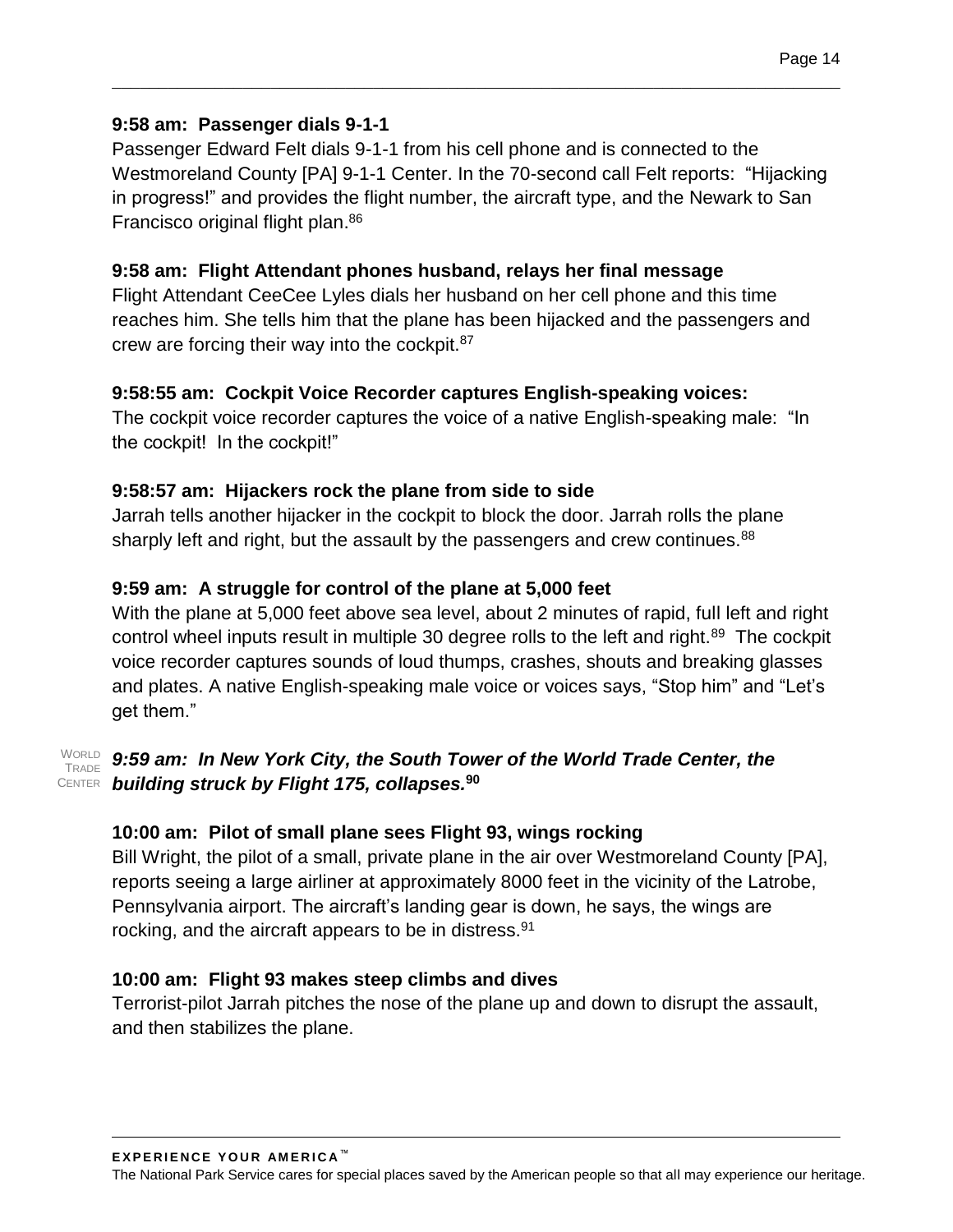**9:58 am: Passenger dials 9-1-1**

Passenger Edward Felt dials 9-1-1 from his cell phone and is connected to the Westmoreland County [PA] 9-1-1 Center. In the 70-second call Felt reports: "Hijacking in progress!" and provides the flight number, the aircraft type, and the Newark to San Francisco original flight plan.[86]

**9:58 am: Flight Attendant phones husband, relays her final message**

Flight Attendant CeeCee Lyles dials her husband on her cell phone and this time reaches him. She tells him that the plane has been hijacked and the passengers and crew are forcing their way into the cockpit.[87]

**9:58:55 am: Cockpit Voice Recorder captures English-speaking voices:**

The cockpit voice recorder captures the voice of a native English-speaking male: "In the cockpit! In the cockpit!"

**9:58:57 am: Hijackers rock the plane from side to side**

Jarrah tells another hijacker in the cockpit to block the door. Jarrah rolls the plane sharply left and right, but the assault by the passengers and crew continues.[88]

**9:59 am: A struggle for control of the plane at 5,000 feet**

With the plane at 5,000 feet above sea level, about 2 minutes of rapid, full left and right control wheel inputs result in multiple 30 degree rolls to the left and right.[89] The cockpit voice recorder captures sounds of loud thumps, crashes, shouts and breaking glasses and plates. A native English-speaking male voice or voices says, "Stop him" and "Let's get them."

WORLD TRADE CENTER ***9:59 am: In New York City, the South Tower of the World Trade Center, the building struck by Flight 175, collapses.***[90]

**10:00 am: Pilot of small plane sees Flight 93, wings rocking**

Bill Wright, the pilot of a small, private plane in the air over Westmoreland County [PA], reports seeing a large airliner at approximately 8000 feet in the vicinity of the Latrobe, Pennsylvania airport. The aircraft's landing gear is down, he says, the wings are rocking, and the aircraft appears to be in distress.[91]

**10:00 am: Flight 93 makes steep climbs and dives**

Terrorist-pilot Jarrah pitches the nose of the plane up and down to disrupt the assault, and then stabilizes the plane.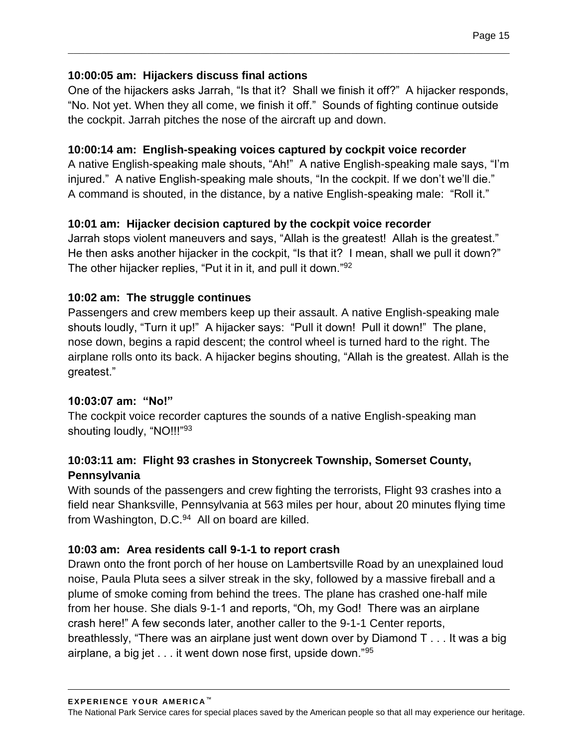**10:00:05 am: Hijackers discuss final actions**

One of the hijackers asks Jarrah, “Is that it? Shall we finish it off?” A hijacker responds, “No. Not yet. When they all come, we finish it off.” Sounds of fighting continue outside the cockpit. Jarrah pitches the nose of the aircraft up and down.

**10:00:14 am: English-speaking voices captured by cockpit voice recorder**

A native English-speaking male shouts, “Ah!” A native English-speaking male says, “I’m injured.” A native English-speaking male shouts, “In the cockpit. If we don’t we’ll die.” A command is shouted, in the distance, by a native English-speaking male: “Roll it.”

**10:01 am: Hijacker decision captured by the cockpit voice recorder**

Jarrah stops violent maneuvers and says, “Allah is the greatest! Allah is the greatest.” He then asks another hijacker in the cockpit, “Is that it? I mean, shall we pull it down?” The other hijacker replies, “Put it in it, and pull it down.”[92]

**10:02 am: The struggle continues**

Passengers and crew members keep up their assault. A native English-speaking male shouts loudly, “Turn it up!” A hijacker says: “Pull it down! Pull it down!” The plane, nose down, begins a rapid descent; the control wheel is turned hard to the right. The airplane rolls onto its back. A hijacker begins shouting, “Allah is the greatest. Allah is the greatest.”

**10:03:07 am: “No!”**

The cockpit voice recorder captures the sounds of a native English-speaking man shouting loudly, “NO!!!”[93]

**10:03:11 am: Flight 93 crashes in Stonycreek Township, Somerset County, Pennsylvania**

With sounds of the passengers and crew fighting the terrorists, Flight 93 crashes into a field near Shanksville, Pennsylvania at 563 miles per hour, about 20 minutes flying time from Washington, D.C.[94] All on board are killed.

**10:03 am: Area residents call 9-1-1 to report crash**

Drawn onto the front porch of her house on Lambertsville Road by an unexplained loud noise, Paula Pluta sees a silver streak in the sky, followed by a massive fireball and a plume of smoke coming from behind the trees. The plane has crashed one-half mile from her house. She dials 9-1-1 and reports, “Oh, my God! There was an airplane crash here!” A few seconds later, another caller to the 9-1-1 Center reports, breathlessly, “There was an airplane just went down over by Diamond T . . . It was a big airplane, a big jet . . . it went down nose first, upside down.”[95]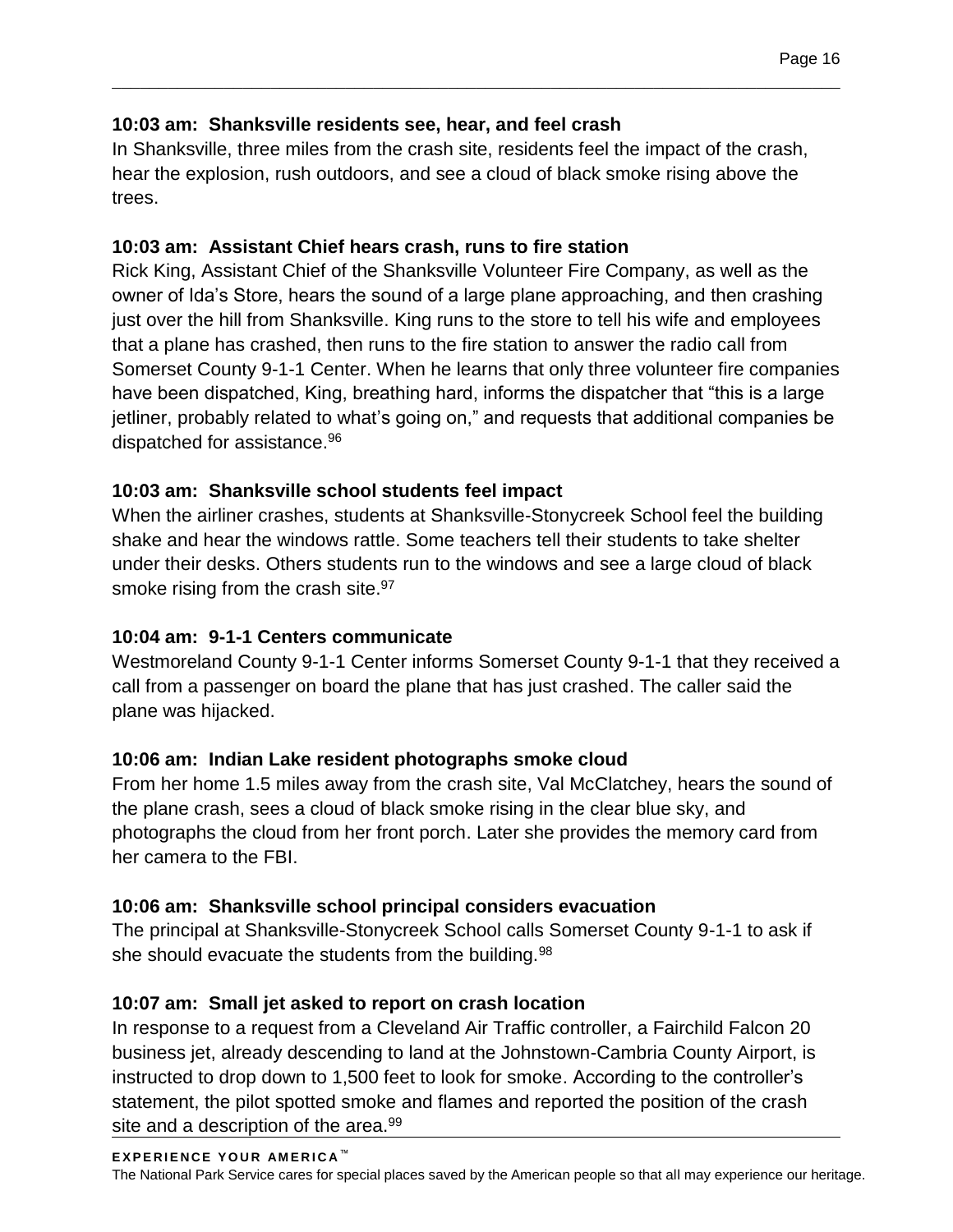**10:03 am: Shanksville residents see, hear, and feel crash**

In Shanksville, three miles from the crash site, residents feel the impact of the crash, hear the explosion, rush outdoors, and see a cloud of black smoke rising above the trees.

**10:03 am: Assistant Chief hears crash, runs to fire station**

Rick King, Assistant Chief of the Shanksville Volunteer Fire Company, as well as the owner of Ida's Store, hears the sound of a large plane approaching, and then crashing just over the hill from Shanksville. King runs to the store to tell his wife and employees that a plane has crashed, then runs to the fire station to answer the radio call from Somerset County 9-1-1 Center. When he learns that only three volunteer fire companies have been dispatched, King, breathing hard, informs the dispatcher that "this is a large jetliner, probably related to what's going on," and requests that additional companies be dispatched for assistance.[96]

**10:03 am: Shanksville school students feel impact**

When the airliner crashes, students at Shanksville-Stonycreek School feel the building shake and hear the windows rattle. Some teachers tell their students to take shelter under their desks. Others students run to the windows and see a large cloud of black smoke rising from the crash site.[97]

**10:04 am: 9-1-1 Centers communicate**

Westmoreland County 9-1-1 Center informs Somerset County 9-1-1 that they received a call from a passenger on board the plane that has just crashed. The caller said the plane was hijacked.

**10:06 am: Indian Lake resident photographs smoke cloud**

From her home 1.5 miles away from the crash site, Val McClatchey, hears the sound of the plane crash, sees a cloud of black smoke rising in the clear blue sky, and photographs the cloud from her front porch. Later she provides the memory card from her camera to the FBI.

**10:06 am: Shanksville school principal considers evacuation**

The principal at Shanksville-Stonycreek School calls Somerset County 9-1-1 to ask if she should evacuate the students from the building.[98]

**10:07 am: Small jet asked to report on crash location**

In response to a request from a Cleveland Air Traffic controller, a Fairchild Falcon 20 business jet, already descending to land at the Johnstown-Cambria County Airport, is instructed to drop down to 1,500 feet to look for smoke. According to the controller's statement, the pilot spotted smoke and flames and reported the position of the crash site and a description of the area.[99]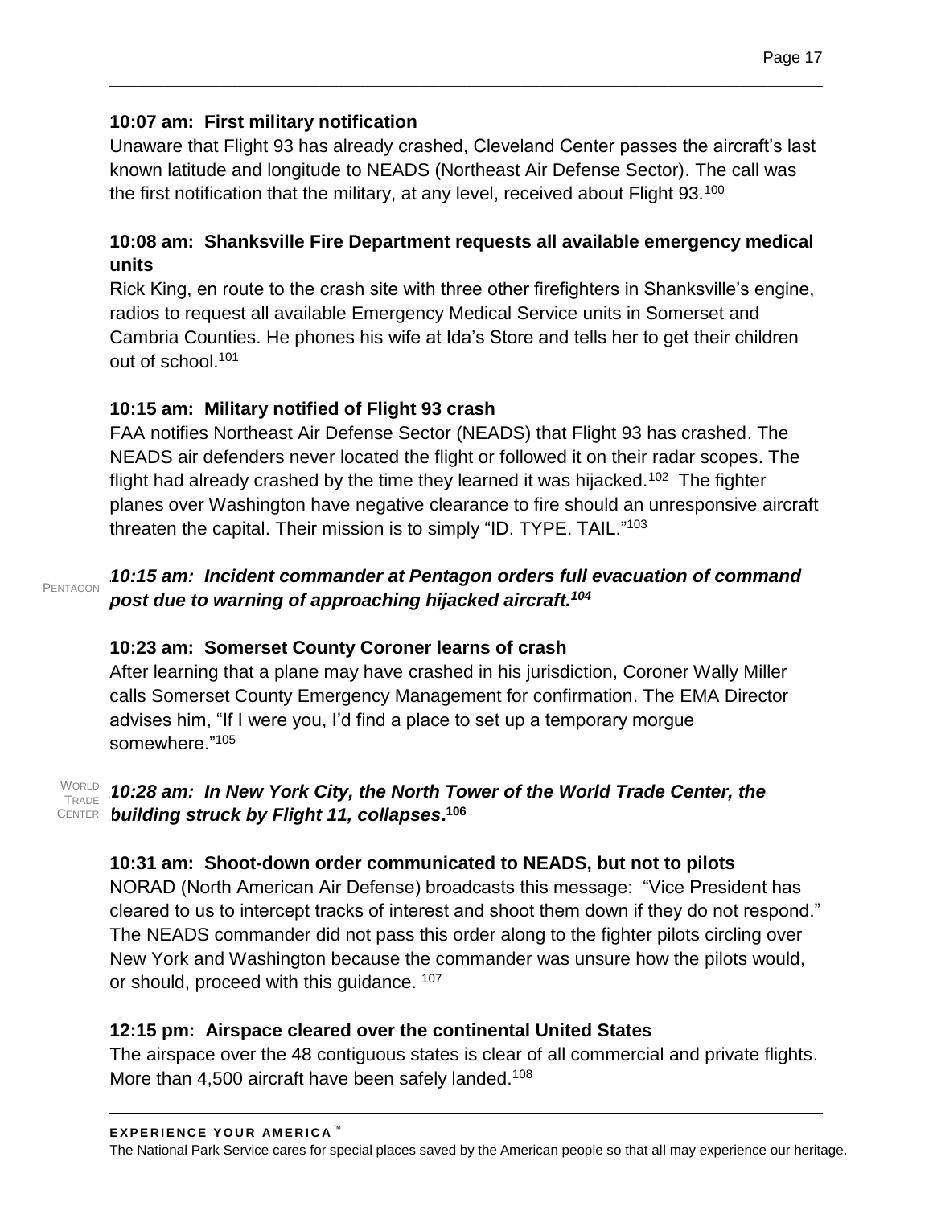### 10:07 am: First military notification

Unaware that Flight 93 has already crashed, Cleveland Center passes the aircraft's last known latitude and longitude to NEADS (Northeast Air Defense Sector). The call was the first notification that the military, at any level, received about Flight 93.[100]

### 10:08 am: Shanksville Fire Department requests all available emergency medical units

Rick King, en route to the crash site with three other firefighters in Shanksville's engine, radios to request all available Emergency Medical Service units in Somerset and Cambria Counties. He phones his wife at Ida's Store and tells her to get their children out of school.[101]

### 10:15 am: Military notified of Flight 93 crash

FAA notifies Northeast Air Defense Sector (NEADS) that Flight 93 has crashed. The NEADS air defenders never located the flight or followed it on their radar scopes. The flight had already crashed by the time they learned it was hijacked.[102] The fighter planes over Washington have negative clearance to fire should an unresponsive aircraft threaten the capital. Their mission is to simply "ID. TYPE. TAIL."[103]

PENTAGON

***10:15 am: Incident commander at Pentagon orders full evacuation of command post due to warning of approaching hijacked aircraft.[104]***

### 10:23 am: Somerset County Coroner learns of crash

After learning that a plane may have crashed in his jurisdiction, Coroner Wally Miller calls Somerset County Emergency Management for confirmation. The EMA Director advises him, "If I were you, I'd find a place to set up a temporary morgue somewhere."[105]

WORLD TRADE CENTER

***10:28 am: In New York City, the North Tower of the World Trade Center, the building struck by Flight 11, collapses.[106]***

### 10:31 am: Shoot-down order communicated to NEADS, but not to pilots

NORAD (North American Air Defense) broadcasts this message: "Vice President has cleared to us to intercept tracks of interest and shoot them down if they do not respond." The NEADS commander did not pass this order along to the fighter pilots circling over New York and Washington because the commander was unsure how the pilots would, or should, proceed with this guidance.[107]

### 12:15 pm: Airspace cleared over the continental United States

The airspace over the 48 contiguous states is clear of all commercial and private flights. More than 4,500 aircraft have been safely landed.[108]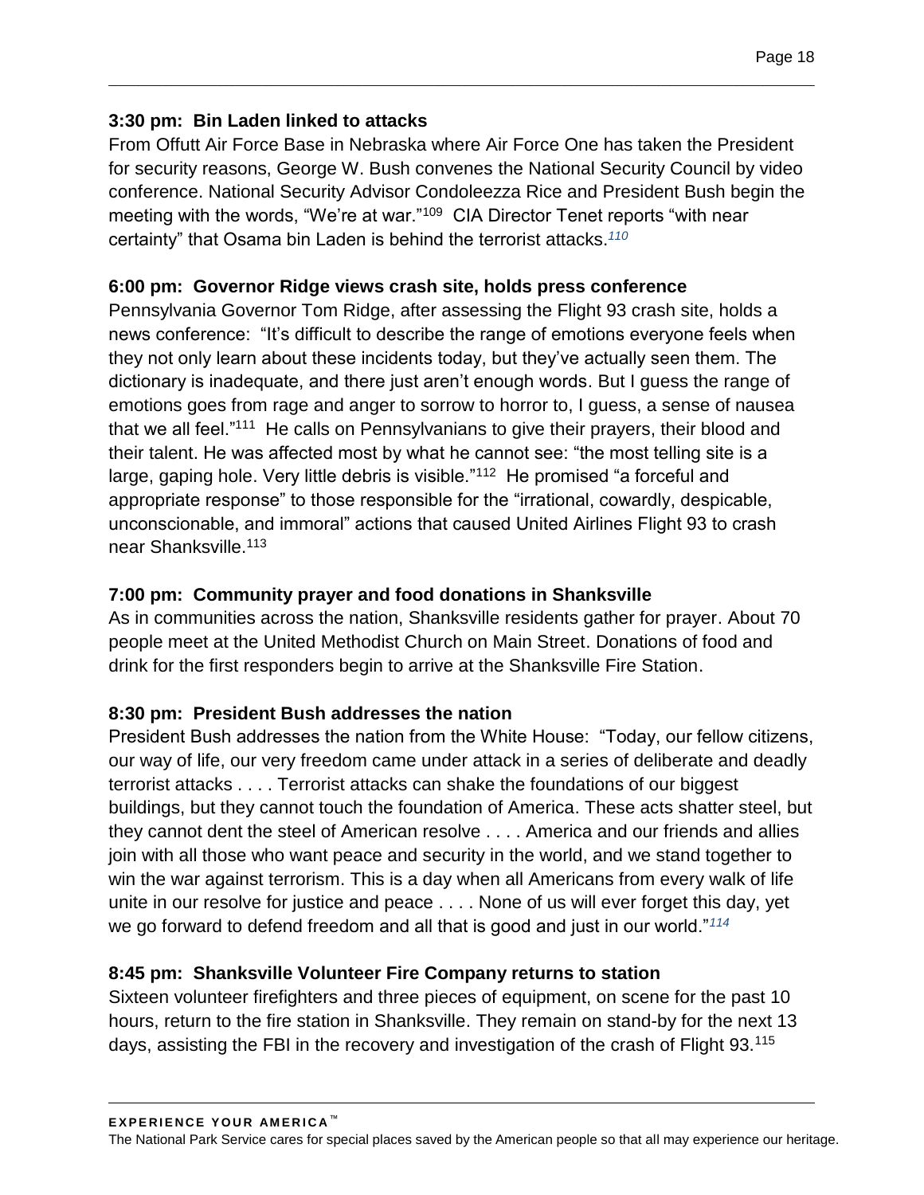### 3:30 pm: Bin Laden linked to attacks

From Offutt Air Force Base in Nebraska where Air Force One has taken the President for security reasons, George W. Bush convenes the National Security Council by video conference. National Security Advisor Condoleezza Rice and President Bush begin the meeting with the words, "We're at war."[109] CIA Director Tenet reports "with near certainty" that Osama bin Laden is behind the terrorist attacks.[110]

### 6:00 pm: Governor Ridge views crash site, holds press conference

Pennsylvania Governor Tom Ridge, after assessing the Flight 93 crash site, holds a news conference: "It's difficult to describe the range of emotions everyone feels when they not only learn about these incidents today, but they've actually seen them. The dictionary is inadequate, and there just aren't enough words. But I guess the range of emotions goes from rage and anger to sorrow to horror to, I guess, a sense of nausea that we all feel."[111] He calls on Pennsylvanians to give their prayers, their blood and their talent. He was affected most by what he cannot see: "the most telling site is a large, gaping hole. Very little debris is visible."[112] He promised "a forceful and appropriate response" to those responsible for the "irrational, cowardly, despicable, unconscionable, and immoral" actions that caused United Airlines Flight 93 to crash near Shanksville.[113]

### 7:00 pm: Community prayer and food donations in Shanksville

As in communities across the nation, Shanksville residents gather for prayer. About 70 people meet at the United Methodist Church on Main Street. Donations of food and drink for the first responders begin to arrive at the Shanksville Fire Station.

### 8:30 pm: President Bush addresses the nation

President Bush addresses the nation from the White House: "Today, our fellow citizens, our way of life, our very freedom came under attack in a series of deliberate and deadly terrorist attacks . . . . Terrorist attacks can shake the foundations of our biggest buildings, but they cannot touch the foundation of America. These acts shatter steel, but they cannot dent the steel of American resolve . . . . America and our friends and allies join with all those who want peace and security in the world, and we stand together to win the war against terrorism. This is a day when all Americans from every walk of life unite in our resolve for justice and peace . . . . None of us will ever forget this day, yet we go forward to defend freedom and all that is good and just in our world."[114]

### 8:45 pm: Shanksville Volunteer Fire Company returns to station

Sixteen volunteer firefighters and three pieces of equipment, on scene for the past 10 hours, return to the fire station in Shanksville. They remain on stand-by for the next 13 days, assisting the FBI in the recovery and investigation of the crash of Flight 93.[115]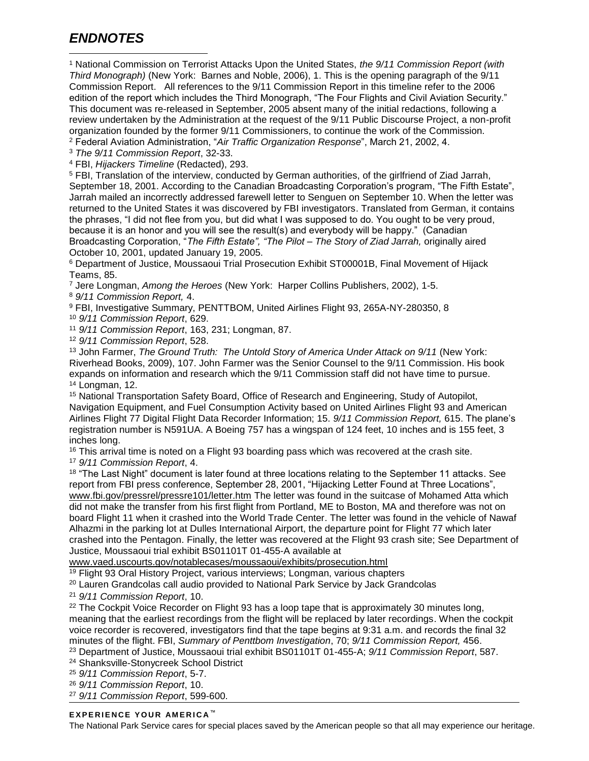# *ENDNOTES*

[1] National Commission on Terrorist Attacks Upon the United States, *the 9/11 Commission Report (with Third Monograph)* (New York: Barnes and Noble, 2006), 1. This is the opening paragraph of the 9/11 Commission Report. All references to the 9/11 Commission Report in this timeline refer to the 2006 edition of the report which includes the Third Monograph, "The Four Flights and Civil Aviation Security." This document was re-released in September, 2005 absent many of the initial redactions, following a review undertaken by the Administration at the request of the 9/11 Public Discourse Project, a non-profit organization founded by the former 9/11 Commissioners, to continue the work of the Commission.

[2] Federal Aviation Administration, "*Air Traffic Organization Response*", March 21, 2002, 4.

[3] *The 9/11 Commission Report*, 32-33.

[4] FBI, *Hijackers Timeline* (Redacted), 293.

[5] FBI, Translation of the interview, conducted by German authorities, of the girlfriend of Ziad Jarrah, September 18, 2001. According to the Canadian Broadcasting Corporation's program, "The Fifth Estate", Jarrah mailed an incorrectly addressed farewell letter to Senguen on September 10. When the letter was returned to the United States it was discovered by FBI investigators. Translated from German, it contains the phrases, "I did not flee from you, but did what I was supposed to do. You ought to be very proud, because it is an honor and you will see the result(s) and everybody will be happy." (Canadian Broadcasting Corporation, "*The Fifth Estate", "The Pilot – The Story of Ziad Jarrah,* originally aired October 10, 2001, updated January 19, 2005.

[6] Department of Justice, Moussaoui Trial Prosecution Exhibit ST00001B, Final Movement of Hijack Teams, 85.

[7] Jere Longman, *Among the Heroes* (New York: Harper Collins Publishers, 2002), 1-5.

[8] *9/11 Commission Report,* 4.

[9] FBI, Investigative Summary, PENTTBOM, United Airlines Flight 93, 265A-NY-280350, 8

[10] *9/11 Commission Report*, 629.

[11] *9/11 Commission Report*, 163, 231; Longman, 87.

[12] *9/11 Commission Report*, 528.

[13] John Farmer, *The Ground Truth: The Untold Story of America Under Attack on 9/11* (New York: Riverhead Books, 2009), 107. John Farmer was the Senior Counsel to the 9/11 Commission. His book expands on information and research which the 9/11 Commission staff did not have time to pursue.

[14] Longman, 12.

[15] National Transportation Safety Board, Office of Research and Engineering, Study of Autopilot, Navigation Equipment, and Fuel Consumption Activity based on United Airlines Flight 93 and American Airlines Flight 77 Digital Flight Data Recorder Information; 15. *9/11 Commission Report,* 615. The plane's registration number is N591UA. A Boeing 757 has a wingspan of 124 feet, 10 inches and is 155 feet, 3 inches long.

[16] This arrival time is noted on a Flight 93 boarding pass which was recovered at the crash site.

[17] *9/11 Commission Report*, 4.

[18] "The Last Night" document is later found at three locations relating to the September 11 attacks. See report from FBI press conference, September 28, 2001, "Hijacking Letter Found at Three Locations", www.fbi.gov/pressrel/pressre101/letter.htm The letter was found in the suitcase of Mohamed Atta which did not make the transfer from his first flight from Portland, ME to Boston, MA and therefore was not on board Flight 11 when it crashed into the World Trade Center. The letter was found in the vehicle of Nawaf Alhazmi in the parking lot at Dulles International Airport, the departure point for Flight 77 which later crashed into the Pentagon. Finally, the letter was recovered at the Flight 93 crash site; See Department of Justice, Moussaoui trial exhibit BS01101T 01-455-A available at www.vaed.uscourts.gov/notablecases/moussaoui/exhibits/prosecution.html

[19] Flight 93 Oral History Project, various interviews; Longman, various chapters

[20] Lauren Grandcolas call audio provided to National Park Service by Jack Grandcolas

[21] *9/11 Commission Report*, 10.

[22] The Cockpit Voice Recorder on Flight 93 has a loop tape that is approximately 30 minutes long, meaning that the earliest recordings from the flight will be replaced by later recordings. When the cockpit voice recorder is recovered, investigators find that the tape begins at 9:31 a.m. and records the final 32 minutes of the flight. FBI, *Summary of Penttbom Investigation*, 70; *9/11 Commission Report,* 456.

[23] Department of Justice, Moussaoui trial exhibit BS01101T 01-455-A; *9/11 Commission Report*, 587.

[24] Shanksville-Stonycreek School District

[25] *9/11 Commission Report*, 5-7.

[26] *9/11 Commission Report*, 10.

[27] *9/11 Commission Report*, 599-600.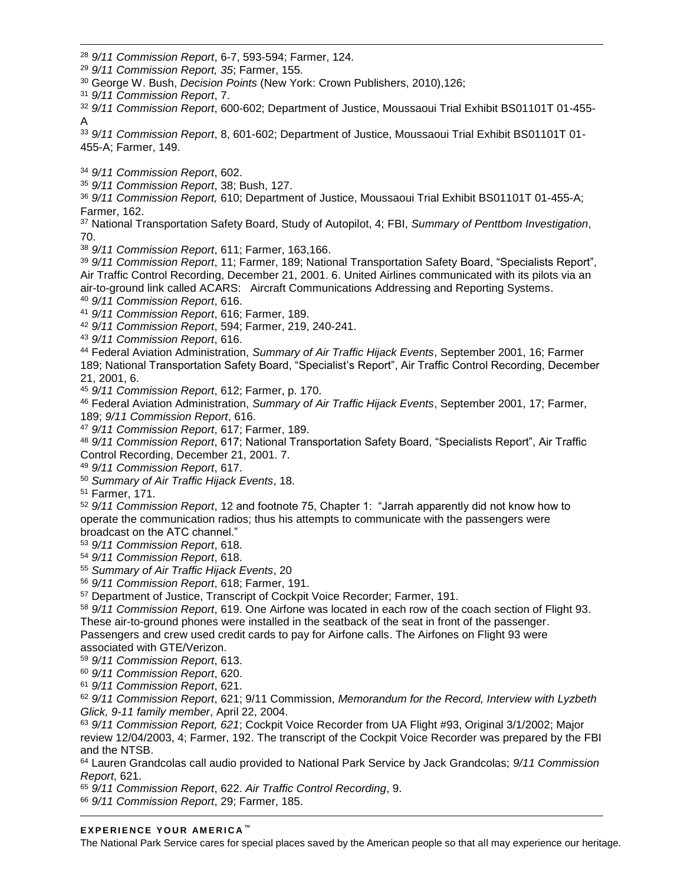[28] *9/11 Commission Report*, 6-7, 593-594; Farmer, 124.
[29] *9/11 Commission Report, 35*; Farmer, 155.
[30] George W. Bush, *Decision Points* (New York: Crown Publishers, 2010),126;
[31] *9/11 Commission Report*, 7.
[32] *9/11 Commission Report*, 600-602; Department of Justice, Moussaoui Trial Exhibit BS01101T 01-455-A
[33] *9/11 Commission Report*, 8, 601-602; Department of Justice, Moussaoui Trial Exhibit BS01101T 01-455-A; Farmer, 149.

[34] *9/11 Commission Report*, 602.
[35] *9/11 Commission Report*, 38; Bush, 127.
[36] *9/11 Commission Report,* 610; Department of Justice, Moussaoui Trial Exhibit BS01101T 01-455-A; Farmer, 162.
[37] National Transportation Safety Board, Study of Autopilot, 4; FBI, *Summary of Penttbom Investigation*, 70.
[38] *9/11 Commission Report*, 611; Farmer, 163,166.
[39] *9/11 Commission Report*, 11; Farmer, 189; National Transportation Safety Board, "Specialists Report", Air Traffic Control Recording, December 21, 2001. 6. United Airlines communicated with its pilots via an air-to-ground link called ACARS: Aircraft Communications Addressing and Reporting Systems.
[40] *9/11 Commission Report*, 616.
[41] *9/11 Commission Report*, 616; Farmer, 189.
[42] *9/11 Commission Report*, 594; Farmer, 219, 240-241.
[43] *9/11 Commission Report*, 616.
[44] Federal Aviation Administration, *Summary of Air Traffic Hijack Events*, September 2001, 16; Farmer 189; National Transportation Safety Board, "Specialist's Report", Air Traffic Control Recording, December 21, 2001, 6.
[45] *9/11 Commission Report*, 612; Farmer, p. 170.
[46] Federal Aviation Administration, *Summary of Air Traffic Hijack Events*, September 2001, 17; Farmer, 189; *9/11 Commission Report*, 616.
[47] *9/11 Commission Report*, 617; Farmer, 189.
[48] *9/11 Commission Report*, 617; National Transportation Safety Board, "Specialists Report", Air Traffic Control Recording, December 21, 2001. 7.
[49] *9/11 Commission Report*, 617.
[50] *Summary of Air Traffic Hijack Events*, 18.
[51] Farmer, 171.
[52] *9/11 Commission Report*, 12 and footnote 75, Chapter 1: "Jarrah apparently did not know how to operate the communication radios; thus his attempts to communicate with the passengers were broadcast on the ATC channel."
[53] *9/11 Commission Report*, 618.
[54] *9/11 Commission Report*, 618.
[55] *Summary of Air Traffic Hijack Events*, 20
[56] *9/11 Commission Report*, 618; Farmer, 191.
[57] Department of Justice, Transcript of Cockpit Voice Recorder; Farmer, 191.
[58] *9/11 Commission Report*, 619. One Airfone was located in each row of the coach section of Flight 93. These air-to-ground phones were installed in the seatback of the seat in front of the passenger. Passengers and crew used credit cards to pay for Airfone calls. The Airfones on Flight 93 were associated with GTE/Verizon.
[59] *9/11 Commission Report*, 613.
[60] *9/11 Commission Report*, 620.
[61] *9/11 Commission Report*, 621.
[62] *9/11 Commission Report*, 621; 9/11 Commission, *Memorandum for the Record, Interview with Lyzbeth Glick, 9-11 family member*, April 22, 2004.
[63] *9/11 Commission Report, 621*; Cockpit Voice Recorder from UA Flight #93, Original 3/1/2002; Major review 12/04/2003, 4; Farmer, 192. The transcript of the Cockpit Voice Recorder was prepared by the FBI and the NTSB.
[64] Lauren Grandcolas call audio provided to National Park Service by Jack Grandcolas; *9/11 Commission Report*, 621.
[65] *9/11 Commission Report*, 622. *Air Traffic Control Recording*, 9.
[66] *9/11 Commission Report*, 29; Farmer, 185.

**EXPERIENCE YOUR AMERICA™**

The National Park Service cares for special places saved by the American people so that all may experience our heritage.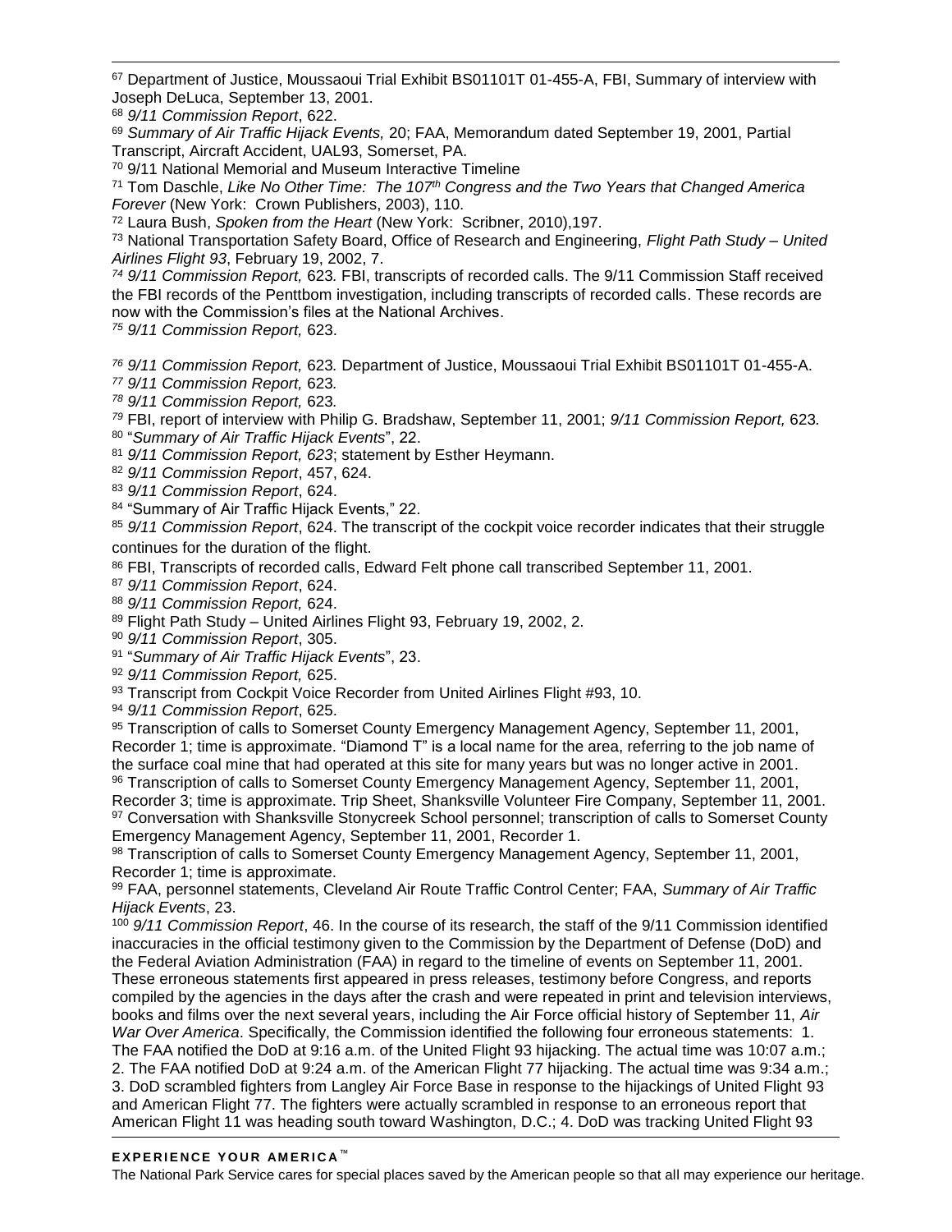[67] Department of Justice, Moussaoui Trial Exhibit BS01101T 01-455-A, FBI, Summary of interview with Joseph DeLuca, September 13, 2001.

[68] *9/11 Commission Report*, 622.

[69] *Summary of Air Traffic Hijack Events,* 20; FAA, Memorandum dated September 19, 2001, Partial Transcript, Aircraft Accident, UAL93, Somerset, PA.

[70] 9/11 National Memorial and Museum Interactive Timeline

[71] Tom Daschle, *Like No Other Time: The 107th Congress and the Two Years that Changed America Forever* (New York: Crown Publishers, 2003), 110.

[72] Laura Bush, *Spoken from the Heart* (New York: Scribner, 2010),197.

[73] National Transportation Safety Board, Office of Research and Engineering, *Flight Path Study – United Airlines Flight 93*, February 19, 2002, 7.

[74] *9/11 Commission Report,* 623*.* FBI, transcripts of recorded calls. The 9/11 Commission Staff received the FBI records of the Penttbom investigation, including transcripts of recorded calls. These records are now with the Commission's files at the National Archives.

[75] *9/11 Commission Report,* 623.

[76] *9/11 Commission Report,* 623*.* Department of Justice, Moussaoui Trial Exhibit BS01101T 01-455-A.

[77] *9/11 Commission Report,* 623*.*

[78] *9/11 Commission Report,* 623*.*

[79] FBI, report of interview with Philip G. Bradshaw, September 11, 2001; *9/11 Commission Report,* 623*.*

[80] "*Summary of Air Traffic Hijack Events*", 22.

[81] *9/11 Commission Report, 623*; statement by Esther Heymann.

[82] *9/11 Commission Report*, 457, 624.

[83] *9/11 Commission Report*, 624.

[84] "Summary of Air Traffic Hijack Events," 22.

[85] *9/11 Commission Report*, 624. The transcript of the cockpit voice recorder indicates that their struggle continues for the duration of the flight.

[86] FBI, Transcripts of recorded calls, Edward Felt phone call transcribed September 11, 2001.

[87] *9/11 Commission Report*, 624.

[88] *9/11 Commission Report,* 624.

[89] Flight Path Study – United Airlines Flight 93, February 19, 2002, 2.

[90] *9/11 Commission Report*, 305.

[91] "*Summary of Air Traffic Hijack Events*", 23.

[92] *9/11 Commission Report,* 625.

[93] Transcript from Cockpit Voice Recorder from United Airlines Flight #93, 10.

[94] *9/11 Commission Report*, 625.

[95] Transcription of calls to Somerset County Emergency Management Agency, September 11, 2001, Recorder 1; time is approximate. "Diamond T" is a local name for the area, referring to the job name of the surface coal mine that had operated at this site for many years but was no longer active in 2001.

[96] Transcription of calls to Somerset County Emergency Management Agency, September 11, 2001, Recorder 3; time is approximate. Trip Sheet, Shanksville Volunteer Fire Company, September 11, 2001.

[97] Conversation with Shanksville Stonycreek School personnel; transcription of calls to Somerset County Emergency Management Agency, September 11, 2001, Recorder 1.

[98] Transcription of calls to Somerset County Emergency Management Agency, September 11, 2001, Recorder 1; time is approximate.

[99] FAA, personnel statements, Cleveland Air Route Traffic Control Center; FAA, *Summary of Air Traffic Hijack Events*, 23.

[100] *9/11 Commission Report*, 46. In the course of its research, the staff of the 9/11 Commission identified inaccuracies in the official testimony given to the Commission by the Department of Defense (DoD) and the Federal Aviation Administration (FAA) in regard to the timeline of events on September 11, 2001. These erroneous statements first appeared in press releases, testimony before Congress, and reports compiled by the agencies in the days after the crash and were repeated in print and television interviews, books and films over the next several years, including the Air Force official history of September 11, *Air War Over America*. Specifically, the Commission identified the following four erroneous statements: 1. The FAA notified the DoD at 9:16 a.m. of the United Flight 93 hijacking. The actual time was 10:07 a.m.; 2. The FAA notified DoD at 9:24 a.m. of the American Flight 77 hijacking. The actual time was 9:34 a.m.; 3. DoD scrambled fighters from Langley Air Force Base in response to the hijackings of United Flight 93 and American Flight 77. The fighters were actually scrambled in response to an erroneous report that American Flight 11 was heading south toward Washington, D.C.; 4. DoD was tracking United Flight 93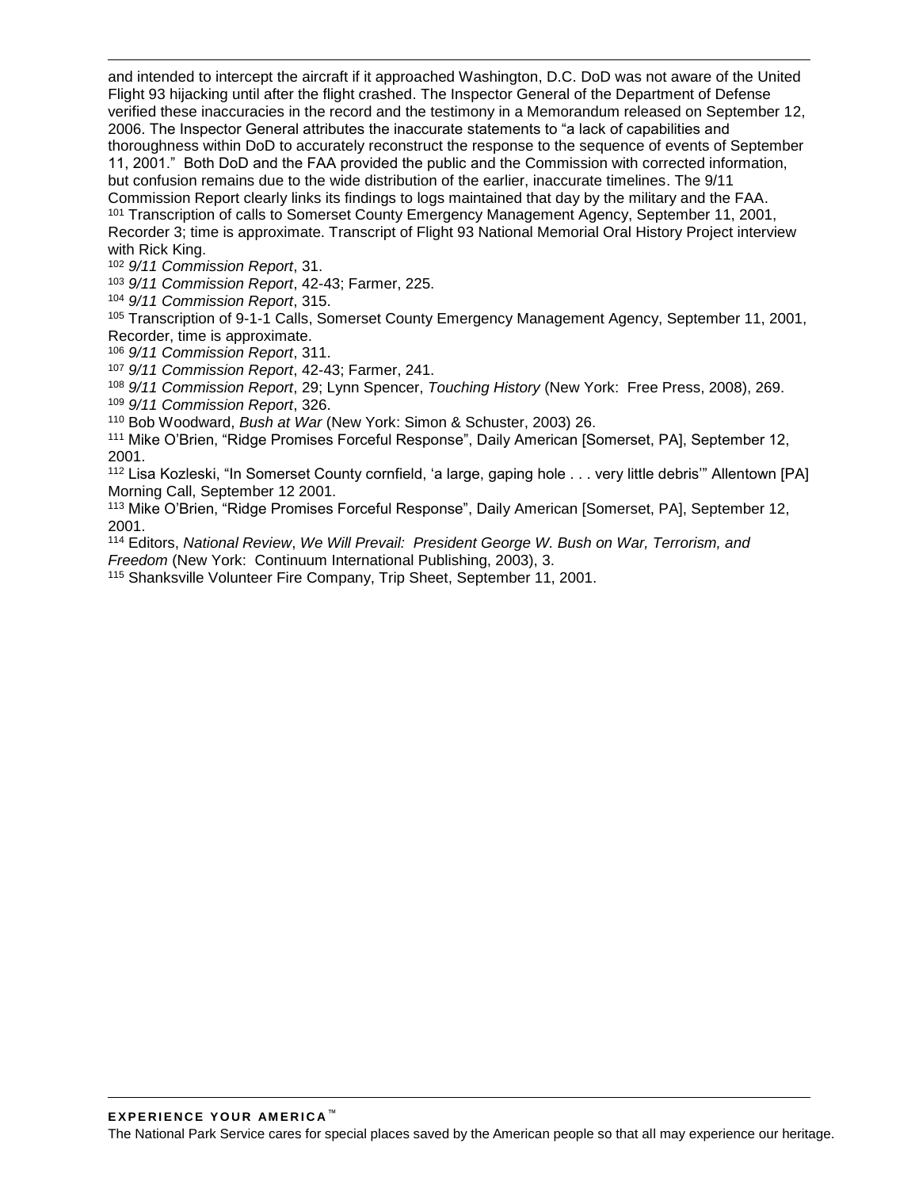and intended to intercept the aircraft if it approached Washington, D.C. DoD was not aware of the United Flight 93 hijacking until after the flight crashed. The Inspector General of the Department of Defense verified these inaccuracies in the record and the testimony in a Memorandum released on September 12, 2006. The Inspector General attributes the inaccurate statements to “a lack of capabilities and thoroughness within DoD to accurately reconstruct the response to the sequence of events of September 11, 2001.” Both DoD and the FAA provided the public and the Commission with corrected information, but confusion remains due to the wide distribution of the earlier, inaccurate timelines. The 9/11 Commission Report clearly links its findings to logs maintained that day by the military and the FAA.

[101] Transcription of calls to Somerset County Emergency Management Agency, September 11, 2001, Recorder 3; time is approximate. Transcript of Flight 93 National Memorial Oral History Project interview with Rick King.

[102] *9/11 Commission Report*, 31.

[103] *9/11 Commission Report*, 42-43; Farmer, 225.

[104] *9/11 Commission Report*, 315.

[105] Transcription of 9-1-1 Calls, Somerset County Emergency Management Agency, September 11, 2001, Recorder, time is approximate.

[106] *9/11 Commission Report*, 311.

[107] *9/11 Commission Report*, 42-43; Farmer, 241.

[108] *9/11 Commission Report*, 29; Lynn Spencer, *Touching History* (New York: Free Press, 2008), 269.

[109] *9/11 Commission Report*, 326.

[110] Bob Woodward, *Bush at War* (New York: Simon & Schuster, 2003) 26.

[111] Mike O’Brien, “Ridge Promises Forceful Response”, Daily American [Somerset, PA], September 12, 2001.

[112] Lisa Kozleski, “In Somerset County cornfield, ‘a large, gaping hole . . . very little debris’” Allentown [PA] Morning Call, September 12 2001.

[113] Mike O’Brien, “Ridge Promises Forceful Response”, Daily American [Somerset, PA], September 12, 2001.

[114] Editors, *National Review*, *We Will Prevail: President George W. Bush on War, Terrorism, and Freedom* (New York: Continuum International Publishing, 2003), 3.

[115] Shanksville Volunteer Fire Company, Trip Sheet, September 11, 2001.

**EXPERIENCE YOUR AMERICA™**

The National Park Service cares for special places saved by the American people so that all may experience our heritage.